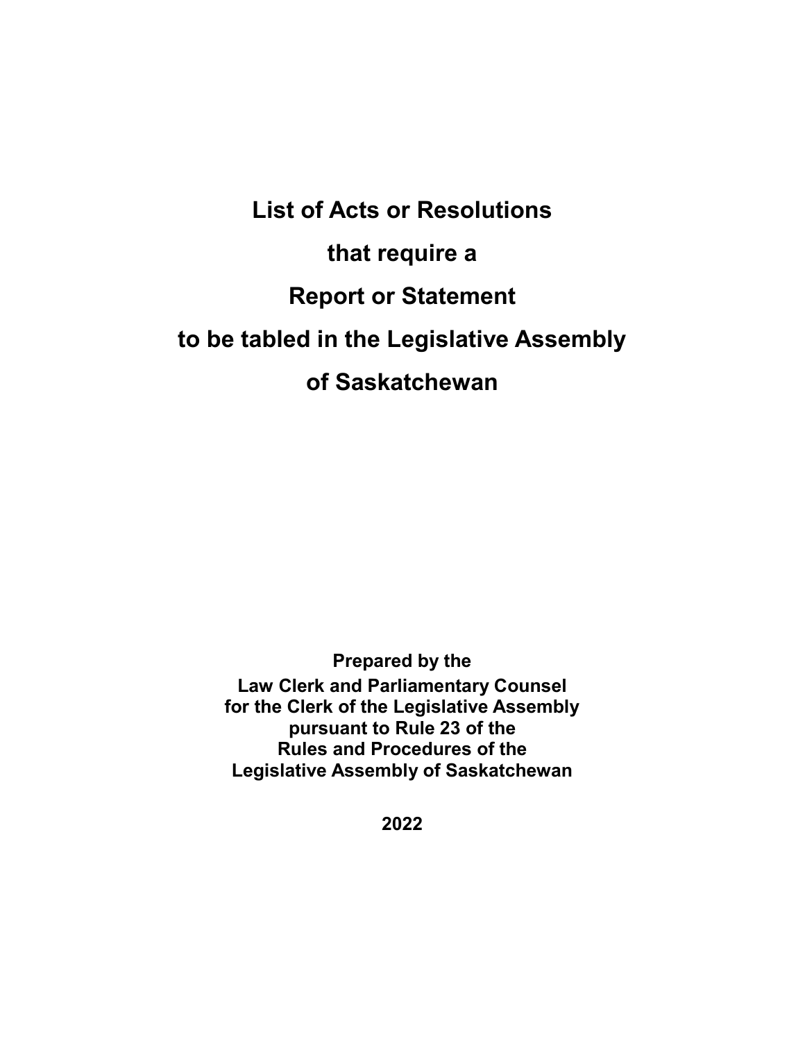# List of Acts or Resolutions that require a Report or Statement to be tabled in the Legislative Assembly of Saskatchewan

**Prepared by the**
**Law Clerk and Parliamentary Counsel**
**for the Clerk of the Legislative Assembly**
**pursuant to Rule 23 of the**
**Rules and Procedures of the**
**Legislative Assembly of Saskatchewan**

**2022**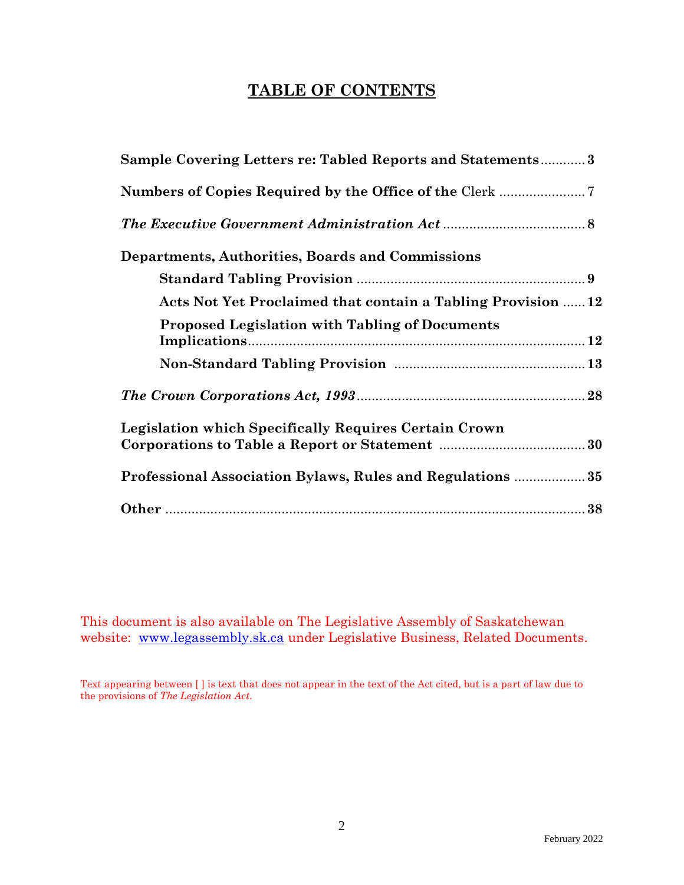# TABLE OF CONTENTS

**Sample Covering Letters re: Tabled Reports and Statements** ............ **3**

**Numbers of Copies Required by the Office of the** Clerk ....................... 7

***The Executive Government Administration Act*** ..................................... 8

**Departments, Authorities, Boards and Commissions**

- **Standard Tabling Provision** ............................................................ **9**
- **Acts Not Yet Proclaimed that contain a Tabling Provision** ...... **12**
- **Proposed Legislation with Tabling of Documents Implications**.......................................................................... **12**
- **Non-Standard Tabling Provision** .................................................. **13**

***The Crown Corporations Act, 1993***............................................................ **28**

**Legislation which Specifically Requires Certain Crown Corporations to Table a Report or Statement** ...................................... **30**

**Professional Association Bylaws, Rules and Regulations** .................. **35**

**Other** ................................................................................................. **38**

This document is also available on The Legislative Assembly of Saskatchewan website: [www.legassembly.sk.ca](http://www.legassembly.sk.ca) under Legislative Business, Related Documents.

Text appearing between [ ] is text that does not appear in the text of the Act cited, but is a part of law due to the provisions of *The Legislation Act*.

February 2022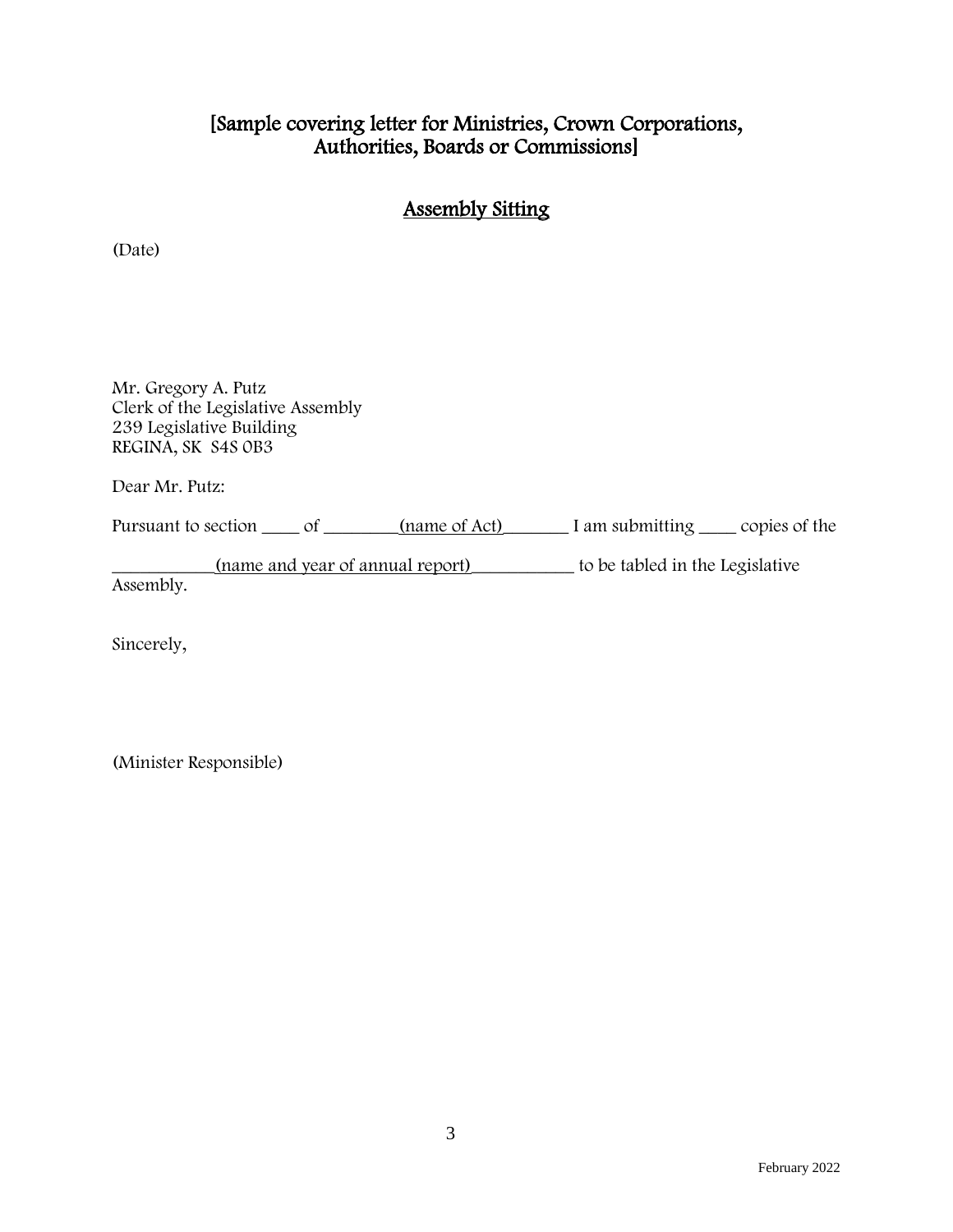# [Sample covering letter for Ministries, Crown Corporations, Authorities, Boards or Commissions]

## Assembly Sitting

(Date)

Mr. Gregory A. Putz
Clerk of the Legislative Assembly
239 Legislative Building
REGINA, SK S4S 0B3

Dear Mr. Putz:

Pursuant to section ____ of ________(name of Act)_______ I am submitting ____ copies of the

___________(name and year of annual report)___________ to be tabled in the Legislative Assembly.

Sincerely,

(Minister Responsible)

February 2022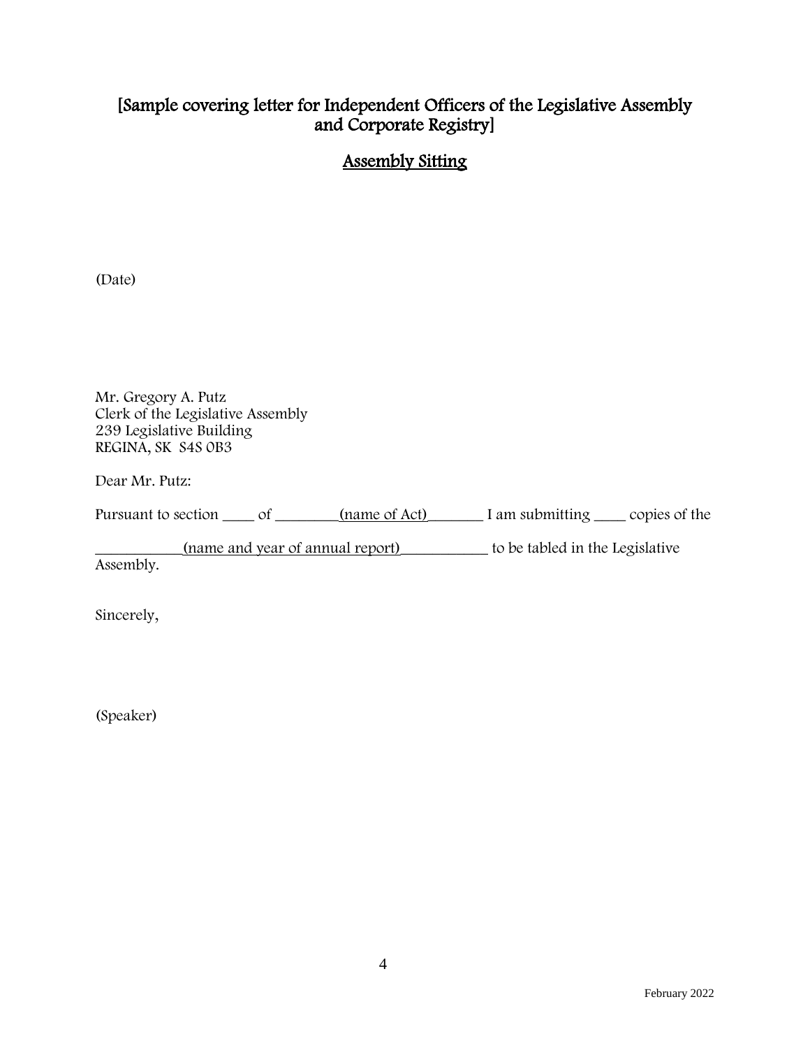## [Sample covering letter for Independent Officers of the Legislative Assembly and Corporate Registry]

## Assembly Sitting

(Date)

Mr. Gregory A. Putz  
Clerk of the Legislative Assembly  
239 Legislative Building  
REGINA, SK S4S 0B3

Dear Mr. Putz:

Pursuant to section ____ of ________(name of Act)_______ I am submitting ____ copies of the

___________(name and year of annual report)___________ to be tabled in the Legislative Assembly.

Sincerely,

(Speaker)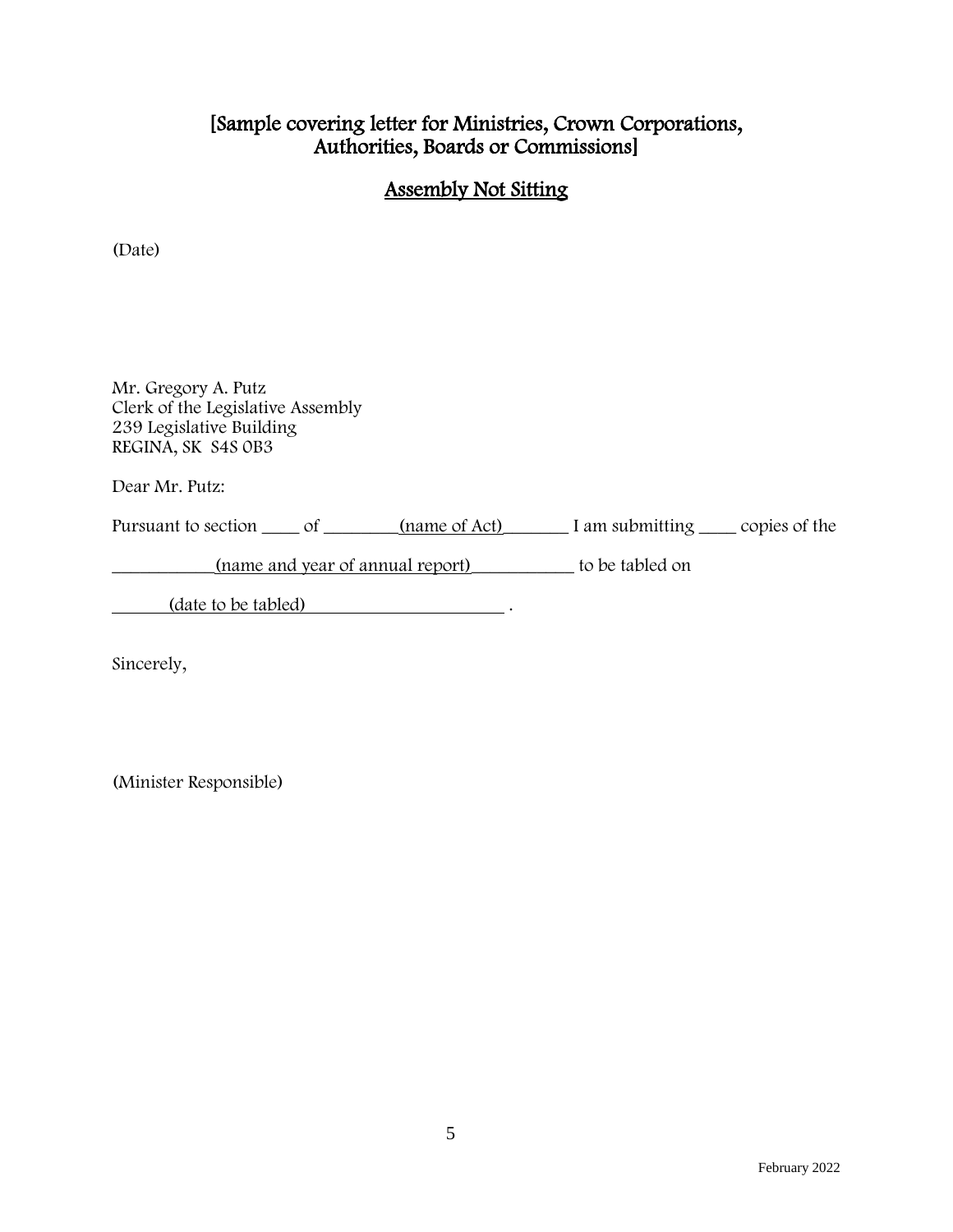## [Sample covering letter for Ministries, Crown Corporations, Authorities, Boards or Commissions]

## Assembly Not Sitting

(Date)

Mr. Gregory A. Putz
Clerk of the Legislative Assembly
239 Legislative Building
REGINA, SK  S4S 0B3

Dear Mr. Putz:

Pursuant to section ____ of ________(name of Act)_______ I am submitting ____ copies of the

___________(name and year of annual report)___________ to be tabled on

______(date to be tabled)______________________ .

Sincerely,

(Minister Responsible)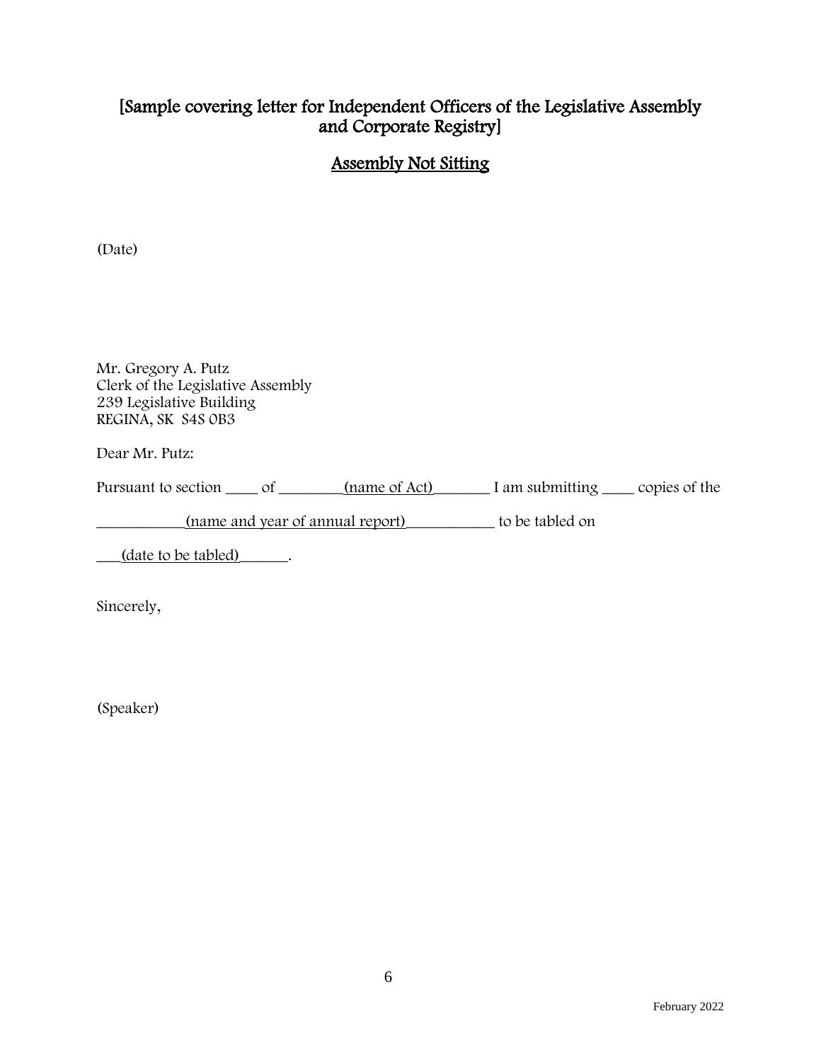## [Sample covering letter for Independent Officers of the Legislative Assembly and Corporate Registry]

## Assembly Not Sitting

(Date)

Mr. Gregory A. Putz
Clerk of the Legislative Assembly
239 Legislative Building
REGINA, SK  S4S 0B3

Dear Mr. Putz:

Pursuant to section ____ of ________(name of Act)_______ I am submitting ____ copies of the ___________(name and year of annual report)___________ to be tabled on ___(date to be tabled)______.

Sincerely,

(Speaker)

February 2022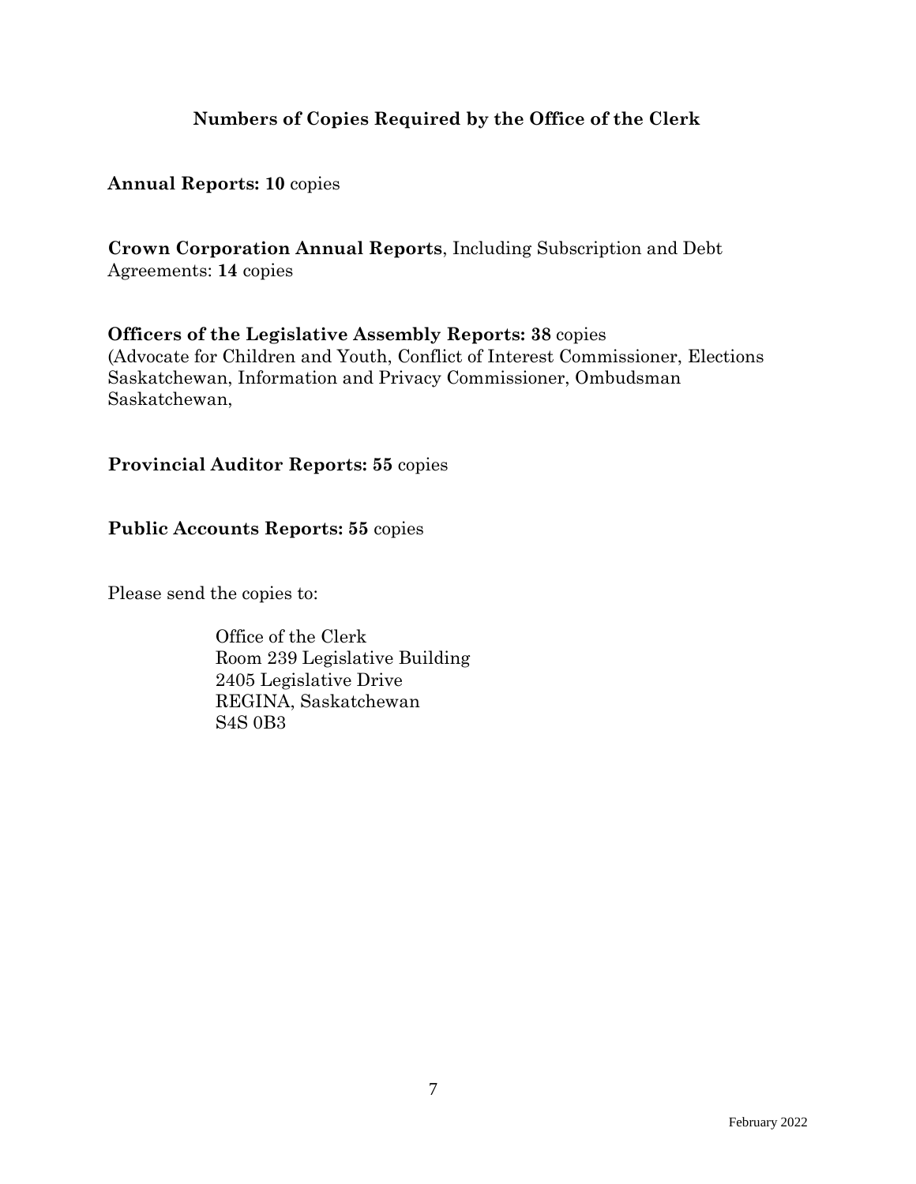## Numbers of Copies Required by the Office of the Clerk

**Annual Reports: 10** copies

**Crown Corporation Annual Reports**, Including Subscription and Debt Agreements: **14** copies

**Officers of the Legislative Assembly Reports: 38** copies
(Advocate for Children and Youth, Conflict of Interest Commissioner, Elections Saskatchewan, Information and Privacy Commissioner, Ombudsman Saskatchewan,

**Provincial Auditor Reports: 55** copies

**Public Accounts Reports: 55** copies

Please send the copies to:

Office of the Clerk
Room 239 Legislative Building
2405 Legislative Drive
REGINA, Saskatchewan
S4S 0B3

February 2022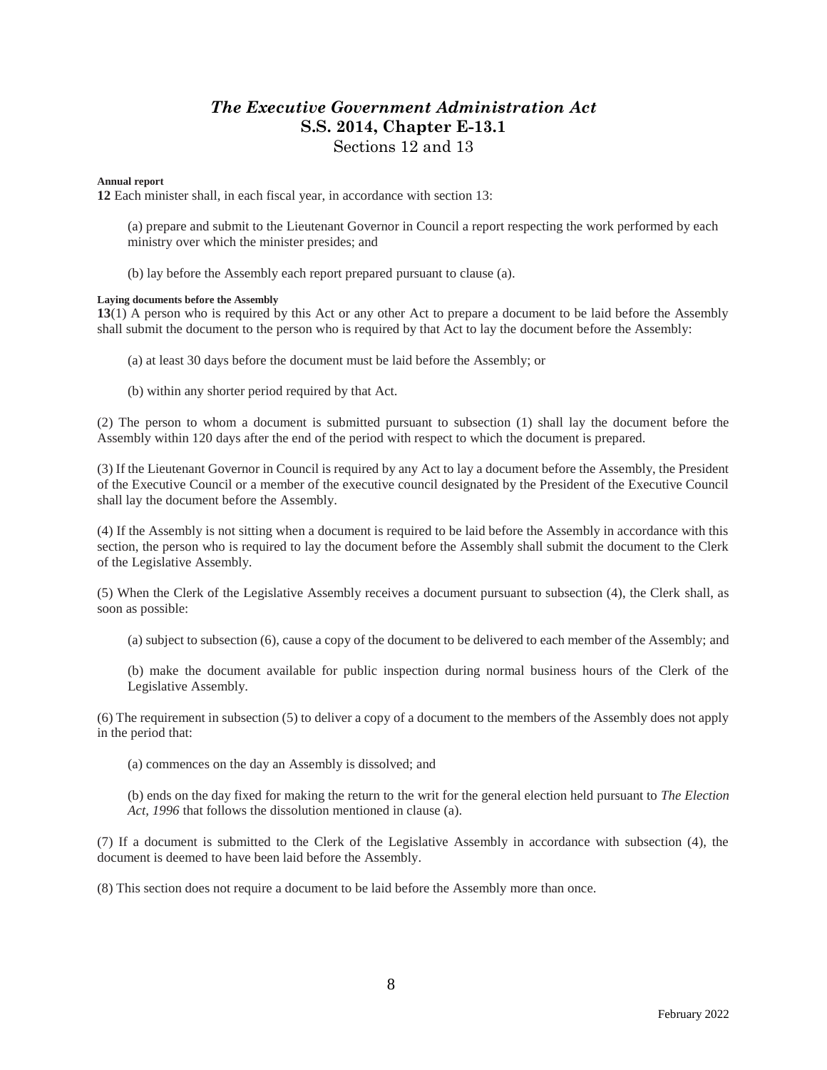# *The Executive Government Administration Act*
## S.S. 2014, Chapter E-13.1
Sections 12 and 13

**Annual report**

**12** Each minister shall, in each fiscal year, in accordance with section 13:

(a) prepare and submit to the Lieutenant Governor in Council a report respecting the work performed by each ministry over which the minister presides; and

(b) lay before the Assembly each report prepared pursuant to clause (a).

**Laying documents before the Assembly**

**13**(1) A person who is required by this Act or any other Act to prepare a document to be laid before the Assembly shall submit the document to the person who is required by that Act to lay the document before the Assembly:

(a) at least 30 days before the document must be laid before the Assembly; or

(b) within any shorter period required by that Act.

(2) The person to whom a document is submitted pursuant to subsection (1) shall lay the document before the Assembly within 120 days after the end of the period with respect to which the document is prepared.

(3) If the Lieutenant Governor in Council is required by any Act to lay a document before the Assembly, the President of the Executive Council or a member of the executive council designated by the President of the Executive Council shall lay the document before the Assembly.

(4) If the Assembly is not sitting when a document is required to be laid before the Assembly in accordance with this section, the person who is required to lay the document before the Assembly shall submit the document to the Clerk of the Legislative Assembly.

(5) When the Clerk of the Legislative Assembly receives a document pursuant to subsection (4), the Clerk shall, as soon as possible:

(a) subject to subsection (6), cause a copy of the document to be delivered to each member of the Assembly; and

(b) make the document available for public inspection during normal business hours of the Clerk of the Legislative Assembly.

(6) The requirement in subsection (5) to deliver a copy of a document to the members of the Assembly does not apply in the period that:

(a) commences on the day an Assembly is dissolved; and

(b) ends on the day fixed for making the return to the writ for the general election held pursuant to *The Election Act, 1996* that follows the dissolution mentioned in clause (a).

(7) If a document is submitted to the Clerk of the Legislative Assembly in accordance with subsection (4), the document is deemed to have been laid before the Assembly.

(8) This section does not require a document to be laid before the Assembly more than once.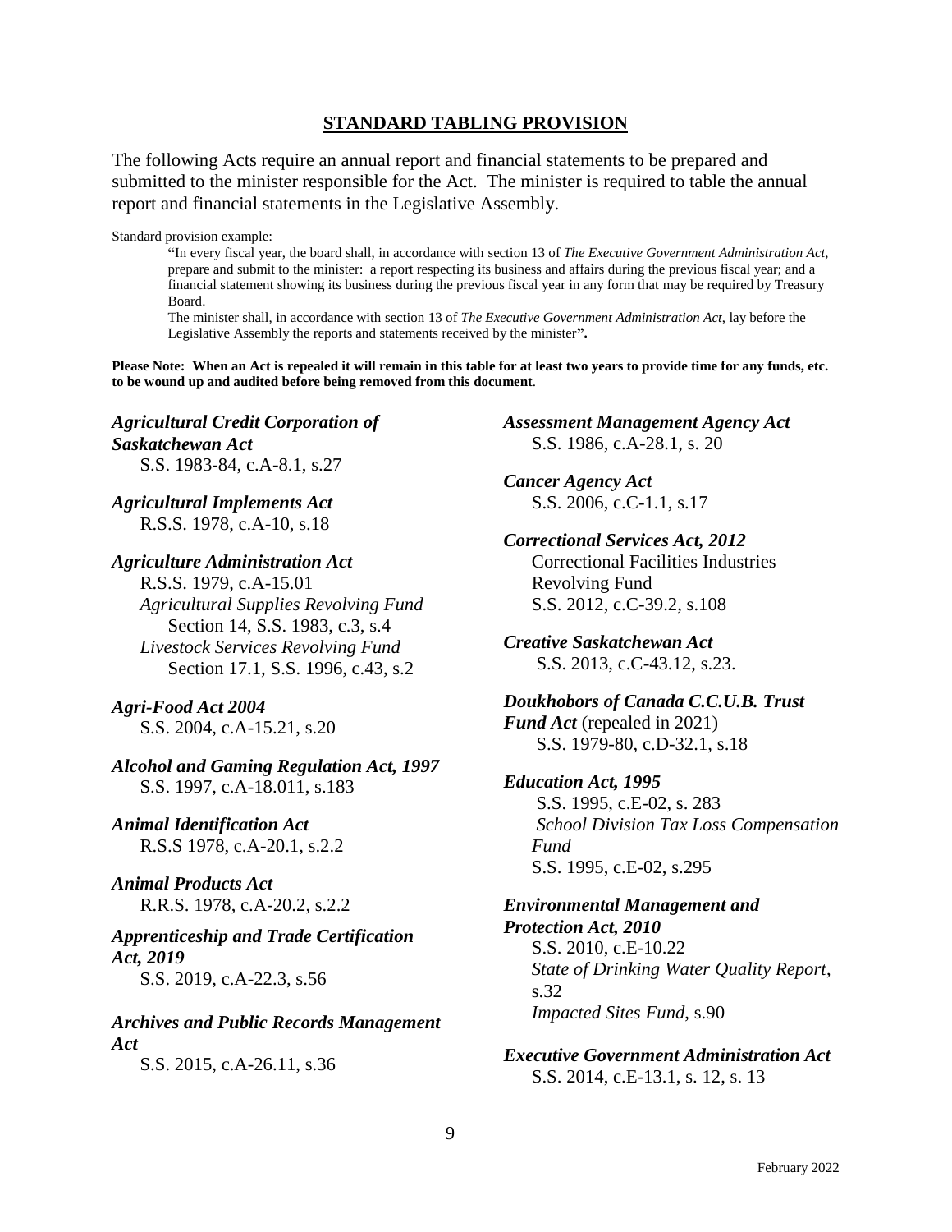## STANDARD TABLING PROVISION

The following Acts require an annual report and financial statements to be prepared and submitted to the minister responsible for the Act. The minister is required to table the annual report and financial statements in the Legislative Assembly.

Standard provision example:

> **"**In every fiscal year, the board shall, in accordance with section 13 of *The Executive Government Administration Act*, prepare and submit to the minister: a report respecting its business and affairs during the previous fiscal year; and a financial statement showing its business during the previous fiscal year in any form that may be required by Treasury Board.
>
> The minister shall, in accordance with section 13 of *The Executive Government Administration Act*, lay before the Legislative Assembly the reports and statements received by the minister**".**

**Please Note: When an Act is repealed it will remain in this table for at least two years to provide time for any funds, etc. to be wound up and audited before being removed from this document**.

***Agricultural Credit Corporation of Saskatchewan Act***
S.S. 1983-84, c.A-8.1, s.27

***Agricultural Implements Act***
R.S.S. 1978, c.A-10, s.18

***Agriculture Administration Act***
R.S.S. 1979, c.A-15.01
*Agricultural Supplies Revolving Fund*
Section 14, S.S. 1983, c.3, s.4
*Livestock Services Revolving Fund*
Section 17.1, S.S. 1996, c.43, s.2

***Agri-Food Act 2004***
S.S. 2004, c.A-15.21, s.20

***Alcohol and Gaming Regulation Act, 1997***
S.S. 1997, c.A-18.011, s.183

***Animal Identification Act***
R.S.S 1978, c.A-20.1, s.2.2

***Animal Products Act***
R.R.S. 1978, c.A-20.2, s.2.2

***Apprenticeship and Trade Certification Act, 2019***
S.S. 2019, c.A-22.3, s.56

***Archives and Public Records Management Act***
S.S. 2015, c.A-26.11, s.36

***Assessment Management Agency Act***
S.S. 1986, c.A-28.1, s. 20

***Cancer Agency Act***
S.S. 2006, c.C-1.1, s.17

***Correctional Services Act, 2012***
Correctional Facilities Industries Revolving Fund
S.S. 2012, c.C-39.2, s.108

***Creative Saskatchewan Act***
S.S. 2013, c.C-43.12, s.23.

***Doukhobors of Canada C.C.U.B. Trust Fund Act*** (repealed in 2021)
S.S. 1979-80, c.D-32.1, s.18

***Education Act, 1995***
S.S. 1995, c.E-02, s. 283
*School Division Tax Loss Compensation Fund*
S.S. 1995, c.E-02, s.295

***Environmental Management and Protection Act, 2010***
S.S. 2010, c.E-10.22
*State of Drinking Water Quality Report*, s.32
*Impacted Sites Fund*, s.90

***Executive Government Administration Act***
S.S. 2014, c.E-13.1, s. 12, s. 13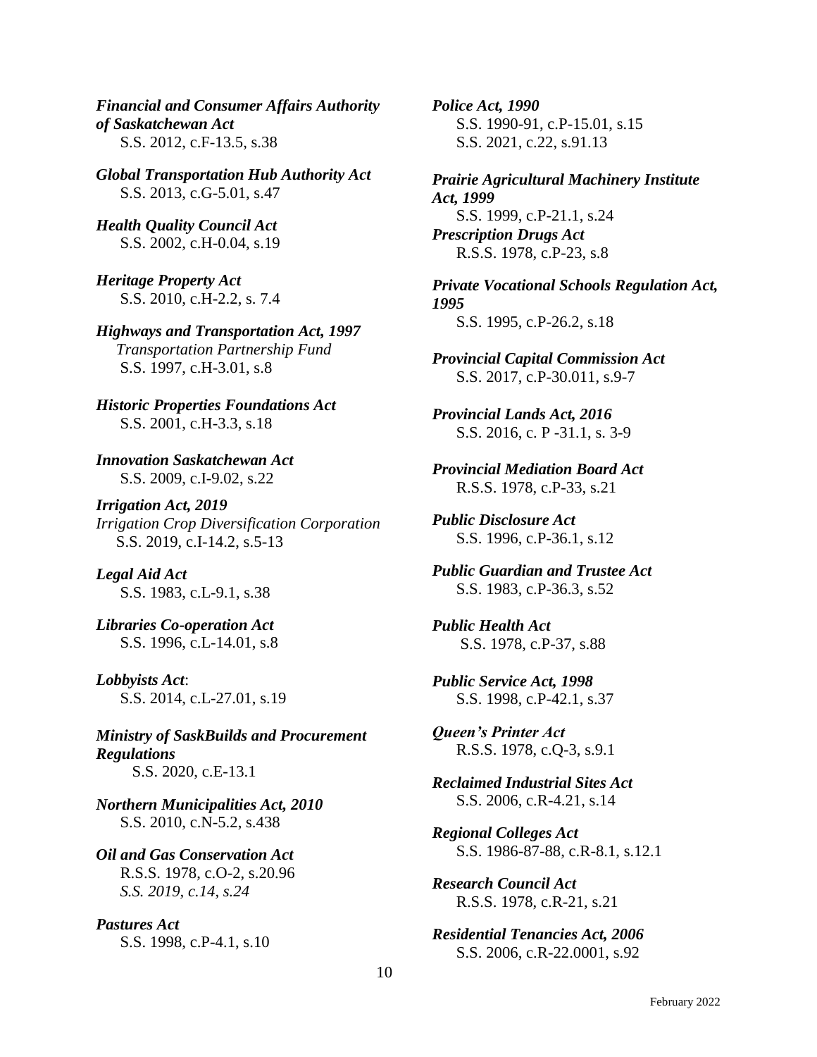***Financial and Consumer Affairs Authority of Saskatchewan Act***
S.S. 2012, c.F-13.5, s.38

***Global Transportation Hub Authority Act***
S.S. 2013, c.G-5.01, s.47

***Health Quality Council Act***
S.S. 2002, c.H-0.04, s.19

***Heritage Property Act***
S.S. 2010, c.H-2.2, s. 7.4

***Highways and Transportation Act, 1997***
*Transportation Partnership Fund*
S.S. 1997, c.H-3.01, s.8

***Historic Properties Foundations Act***
S.S. 2001, c.H-3.3, s.18

***Innovation Saskatchewan Act***
S.S. 2009, c.I-9.02, s.22

***Irrigation Act, 2019***
*Irrigation Crop Diversification Corporation*
S.S. 2019, c.I-14.2, s.5-13

***Legal Aid Act***
S.S. 1983, c.L-9.1, s.38

***Libraries Co-operation Act***
S.S. 1996, c.L-14.01, s.8

***Lobbyists Act***:
S.S. 2014, c.L-27.01, s.19

***Ministry of SaskBuilds and Procurement Regulations***
S.S. 2020, c.E-13.1

***Northern Municipalities Act, 2010***
S.S. 2010, c.N-5.2, s.438

***Oil and Gas Conservation Act***
R.S.S. 1978, c.O-2, s.20.96
*S.S. 2019, c.14, s.24*

***Pastures Act***
S.S. 1998, c.P-4.1, s.10

***Police Act, 1990***
S.S. 1990-91, c.P-15.01, s.15
S.S. 2021, c.22, s.91.13

***Prairie Agricultural Machinery Institute Act, 1999***
S.S. 1999, c.P-21.1, s.24

***Prescription Drugs Act***
R.S.S. 1978, c.P-23, s.8

***Private Vocational Schools Regulation Act, 1995***
S.S. 1995, c.P-26.2, s.18

***Provincial Capital Commission Act***
S.S. 2017, c.P-30.011, s.9-7

***Provincial Lands Act, 2016***
S.S. 2016, c. P -31.1, s. 3-9

***Provincial Mediation Board Act***
R.S.S. 1978, c.P-33, s.21

***Public Disclosure Act***
S.S. 1996, c.P-36.1, s.12

***Public Guardian and Trustee Act***
S.S. 1983, c.P-36.3, s.52

***Public Health Act***
S.S. 1978, c.P-37, s.88

***Public Service Act, 1998***
S.S. 1998, c.P-42.1, s.37

***Queen's Printer Act***
R.S.S. 1978, c.Q-3, s.9.1

***Reclaimed Industrial Sites Act***
S.S. 2006, c.R-4.21, s.14

***Regional Colleges Act***
S.S. 1986-87-88, c.R-8.1, s.12.1

***Research Council Act***
R.S.S. 1978, c.R-21, s.21

***Residential Tenancies Act, 2006***
S.S. 2006, c.R-22.0001, s.92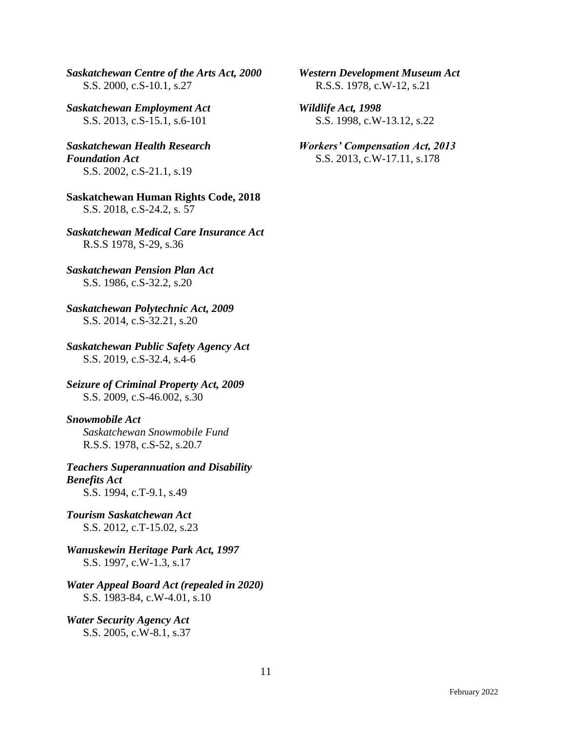***Saskatchewan Centre of the Arts Act, 2000***
S.S. 2000, c.S-10.1, s.27

***Saskatchewan Employment Act***
S.S. 2013, c.S-15.1, s.6-101

***Saskatchewan Health Research Foundation Act***
S.S. 2002, c.S-21.1, s.19

**Saskatchewan Human Rights Code, 2018**
S.S. 2018, c.S-24.2, s. 57

***Saskatchewan Medical Care Insurance Act***
R.S.S 1978, S-29, s.36

***Saskatchewan Pension Plan Act***
S.S. 1986, c.S-32.2, s.20

***Saskatchewan Polytechnic Act, 2009***
S.S. 2014, c.S-32.21, s.20

***Saskatchewan Public Safety Agency Act***
S.S. 2019, c.S-32.4, s.4-6

***Seizure of Criminal Property Act, 2009***
S.S. 2009, c.S-46.002, s.30

***Snowmobile Act***
*Saskatchewan Snowmobile Fund*
R.S.S. 1978, c.S-52, s.20.7

***Teachers Superannuation and Disability Benefits Act***
S.S. 1994, c.T-9.1, s.49

***Tourism Saskatchewan Act***
S.S. 2012, c.T-15.02, s.23

***Wanuskewin Heritage Park Act, 1997***
S.S. 1997, c.W-1.3, s.17

***Water Appeal Board Act (repealed in 2020)***
S.S. 1983-84, c.W-4.01, s.10

***Water Security Agency Act***
S.S. 2005, c.W-8.1, s.37

***Western Development Museum Act***
R.S.S. 1978, c.W-12, s.21

***Wildlife Act, 1998***
S.S. 1998, c.W-13.12, s.22

***Workers' Compensation Act, 2013***
S.S. 2013, c.W-17.11, s.178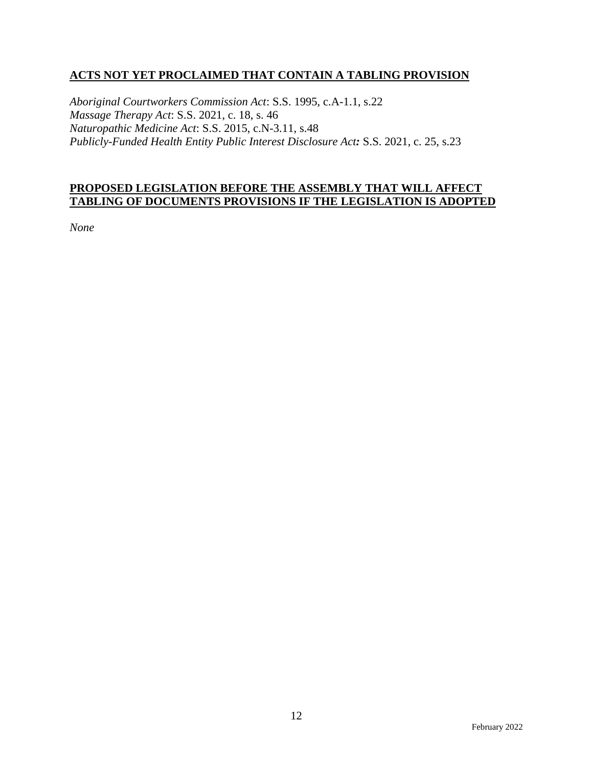## ACTS NOT YET PROCLAIMED THAT CONTAIN A TABLING PROVISION

*Aboriginal Courtworkers Commission Act*: S.S. 1995, c.A-1.1, s.22
*Massage Therapy Act*: S.S. 2021, c. 18, s. 46
*Naturopathic Medicine Act*: S.S. 2015, c.N-3.11, s.48
*Publicly-Funded Health Entity Public Interest Disclosure Act:* S.S. 2021, c. 25, s.23

## PROPOSED LEGISLATION BEFORE THE ASSEMBLY THAT WILL AFFECT TABLING OF DOCUMENTS PROVISIONS IF THE LEGISLATION IS ADOPTED

*None*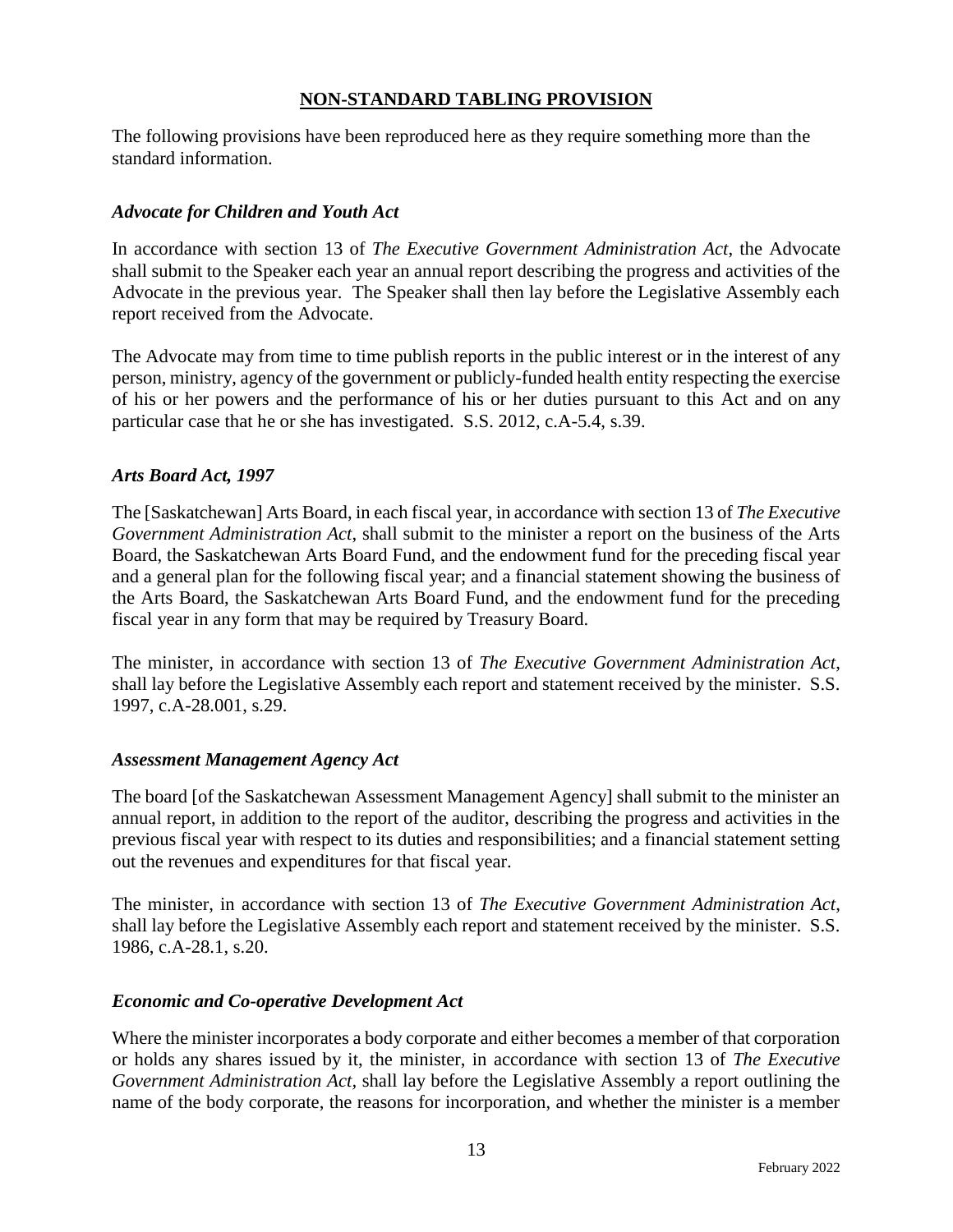## NON-STANDARD TABLING PROVISION

The following provisions have been reproduced here as they require something more than the standard information.

### *Advocate for Children and Youth Act*

In accordance with section 13 of *The Executive Government Administration Act*, the Advocate shall submit to the Speaker each year an annual report describing the progress and activities of the Advocate in the previous year. The Speaker shall then lay before the Legislative Assembly each report received from the Advocate.

The Advocate may from time to time publish reports in the public interest or in the interest of any person, ministry, agency of the government or publicly-funded health entity respecting the exercise of his or her powers and the performance of his or her duties pursuant to this Act and on any particular case that he or she has investigated. S.S. 2012, c.A-5.4, s.39.

### *Arts Board Act, 1997*

The [Saskatchewan] Arts Board, in each fiscal year, in accordance with section 13 of *The Executive Government Administration Act*, shall submit to the minister a report on the business of the Arts Board, the Saskatchewan Arts Board Fund, and the endowment fund for the preceding fiscal year and a general plan for the following fiscal year; and a financial statement showing the business of the Arts Board, the Saskatchewan Arts Board Fund, and the endowment fund for the preceding fiscal year in any form that may be required by Treasury Board.

The minister, in accordance with section 13 of *The Executive Government Administration Act*, shall lay before the Legislative Assembly each report and statement received by the minister. S.S. 1997, c.A-28.001, s.29.

### *Assessment Management Agency Act*

The board [of the Saskatchewan Assessment Management Agency] shall submit to the minister an annual report, in addition to the report of the auditor, describing the progress and activities in the previous fiscal year with respect to its duties and responsibilities; and a financial statement setting out the revenues and expenditures for that fiscal year.

The minister, in accordance with section 13 of *The Executive Government Administration Act*, shall lay before the Legislative Assembly each report and statement received by the minister. S.S. 1986, c.A-28.1, s.20.

### *Economic and Co-operative Development Act*

Where the minister incorporates a body corporate and either becomes a member of that corporation or holds any shares issued by it, the minister, in accordance with section 13 of *The Executive Government Administration Act*, shall lay before the Legislative Assembly a report outlining the name of the body corporate, the reasons for incorporation, and whether the minister is a member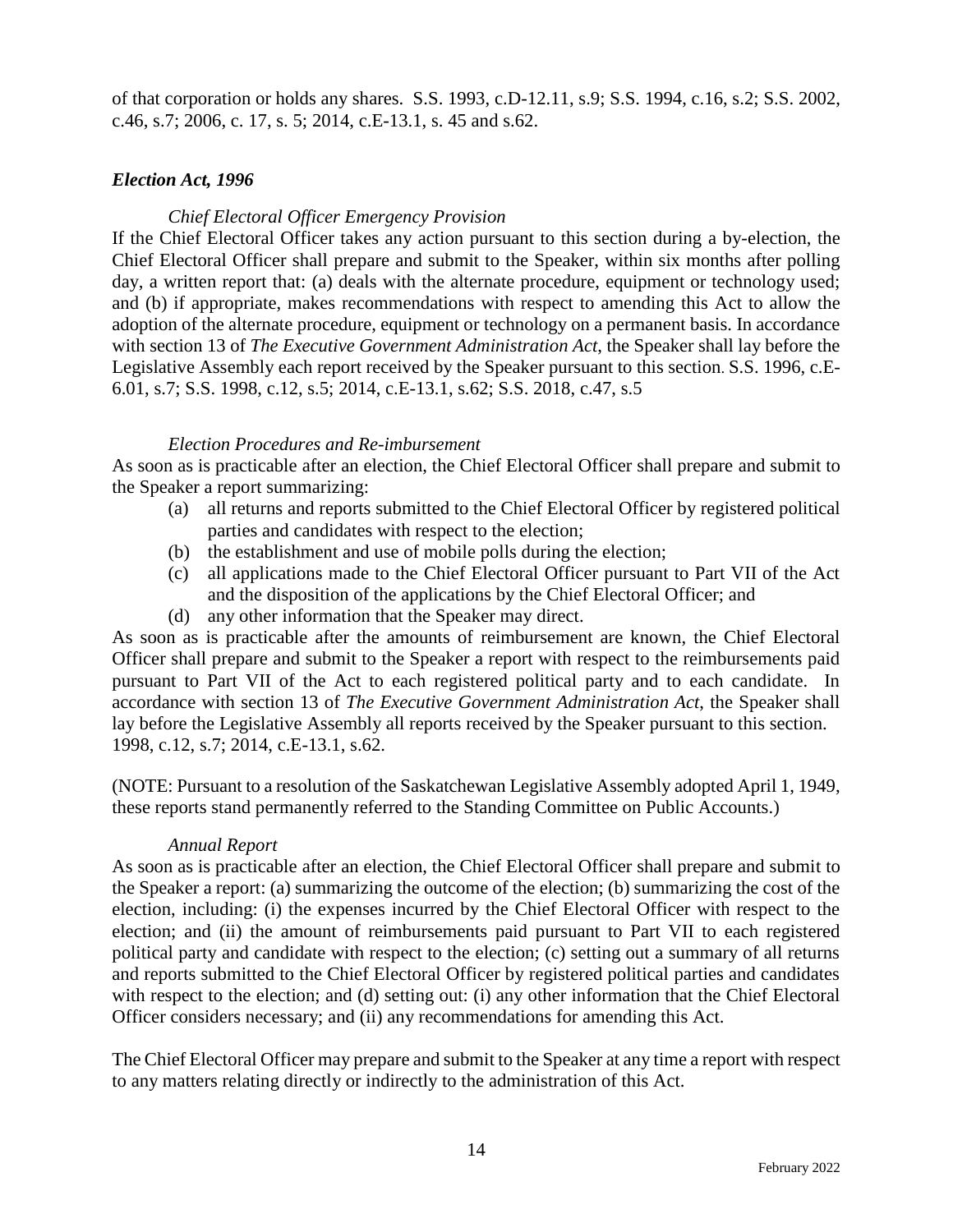of that corporation or holds any shares. S.S. 1993, c.D-12.11, s.9; S.S. 1994, c.16, s.2; S.S. 2002, c.46, s.7; 2006, c. 17, s. 5; 2014, c.E-13.1, s. 45 and s.62.

### *Election Act, 1996*

*Chief Electoral Officer Emergency Provision*

If the Chief Electoral Officer takes any action pursuant to this section during a by-election, the Chief Electoral Officer shall prepare and submit to the Speaker, within six months after polling day, a written report that: (a) deals with the alternate procedure, equipment or technology used; and (b) if appropriate, makes recommendations with respect to amending this Act to allow the adoption of the alternate procedure, equipment or technology on a permanent basis. In accordance with section 13 of *The Executive Government Administration Act*, the Speaker shall lay before the Legislative Assembly each report received by the Speaker pursuant to this section. S.S. 1996, c.E-6.01, s.7; S.S. 1998, c.12, s.5; 2014, c.E-13.1, s.62; S.S. 2018, c.47, s.5

*Election Procedures and Re-imbursement*

As soon as is practicable after an election, the Chief Electoral Officer shall prepare and submit to the Speaker a report summarizing:

(a) all returns and reports submitted to the Chief Electoral Officer by registered political parties and candidates with respect to the election;
(b) the establishment and use of mobile polls during the election;
(c) all applications made to the Chief Electoral Officer pursuant to Part VII of the Act and the disposition of the applications by the Chief Electoral Officer; and
(d) any other information that the Speaker may direct.

As soon as is practicable after the amounts of reimbursement are known, the Chief Electoral Officer shall prepare and submit to the Speaker a report with respect to the reimbursements paid pursuant to Part VII of the Act to each registered political party and to each candidate. In accordance with section 13 of *The Executive Government Administration Act*, the Speaker shall lay before the Legislative Assembly all reports received by the Speaker pursuant to this section. 1998, c.12, s.7; 2014, c.E-13.1, s.62.

(NOTE: Pursuant to a resolution of the Saskatchewan Legislative Assembly adopted April 1, 1949, these reports stand permanently referred to the Standing Committee on Public Accounts.)

*Annual Report*

As soon as is practicable after an election, the Chief Electoral Officer shall prepare and submit to the Speaker a report: (a) summarizing the outcome of the election; (b) summarizing the cost of the election, including: (i) the expenses incurred by the Chief Electoral Officer with respect to the election; and (ii) the amount of reimbursements paid pursuant to Part VII to each registered political party and candidate with respect to the election; (c) setting out a summary of all returns and reports submitted to the Chief Electoral Officer by registered political parties and candidates with respect to the election; and (d) setting out: (i) any other information that the Chief Electoral Officer considers necessary; and (ii) any recommendations for amending this Act.

The Chief Electoral Officer may prepare and submit to the Speaker at any time a report with respect to any matters relating directly or indirectly to the administration of this Act.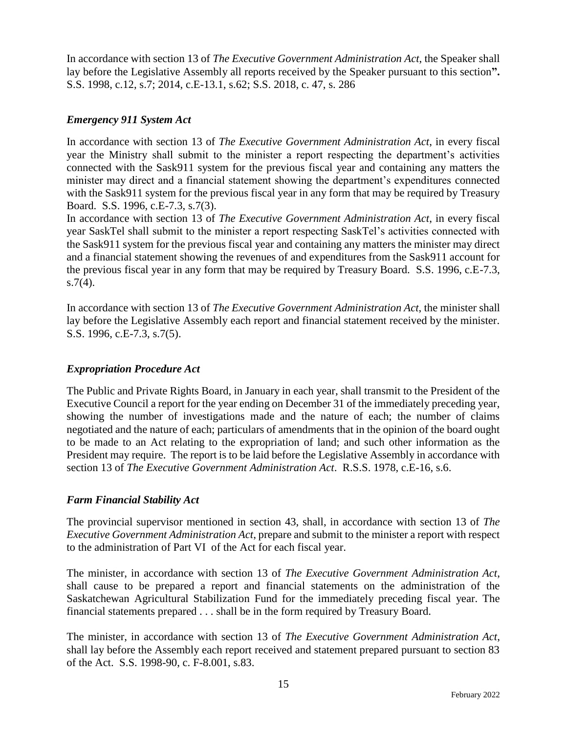In accordance with section 13 of *The Executive Government Administration Act*, the Speaker shall lay before the Legislative Assembly all reports received by the Speaker pursuant to this section**".** S.S. 1998, c.12, s.7; 2014, c.E-13.1, s.62; S.S. 2018, c. 47, s. 286

### *Emergency 911 System Act*

In accordance with section 13 of *The Executive Government Administration Act*, in every fiscal year the Ministry shall submit to the minister a report respecting the department's activities connected with the Sask911 system for the previous fiscal year and containing any matters the minister may direct and a financial statement showing the department's expenditures connected with the Sask911 system for the previous fiscal year in any form that may be required by Treasury Board. S.S. 1996, c.E-7.3, s.7(3).

In accordance with section 13 of *The Executive Government Administration Act*, in every fiscal year SaskTel shall submit to the minister a report respecting SaskTel's activities connected with the Sask911 system for the previous fiscal year and containing any matters the minister may direct and a financial statement showing the revenues of and expenditures from the Sask911 account for the previous fiscal year in any form that may be required by Treasury Board. S.S. 1996, c.E-7.3, s.7(4).

In accordance with section 13 of *The Executive Government Administration Act*, the minister shall lay before the Legislative Assembly each report and financial statement received by the minister. S.S. 1996, c.E-7.3, s.7(5).

### *Expropriation Procedure Act*

The Public and Private Rights Board, in January in each year, shall transmit to the President of the Executive Council a report for the year ending on December 31 of the immediately preceding year, showing the number of investigations made and the nature of each; the number of claims negotiated and the nature of each; particulars of amendments that in the opinion of the board ought to be made to an Act relating to the expropriation of land; and such other information as the President may require. The report is to be laid before the Legislative Assembly in accordance with section 13 of *The Executive Government Administration Act*. R.S.S. 1978, c.E-16, s.6.

### *Farm Financial Stability Act*

The provincial supervisor mentioned in section 43, shall, in accordance with section 13 of *The Executive Government Administration Act*, prepare and submit to the minister a report with respect to the administration of Part VI of the Act for each fiscal year.

The minister, in accordance with section 13 of *The Executive Government Administration Act*, shall cause to be prepared a report and financial statements on the administration of the Saskatchewan Agricultural Stabilization Fund for the immediately preceding fiscal year. The financial statements prepared . . . shall be in the form required by Treasury Board.

The minister, in accordance with section 13 of *The Executive Government Administration Act*, shall lay before the Assembly each report received and statement prepared pursuant to section 83 of the Act. S.S. 1998-90, c. F-8.001, s.83.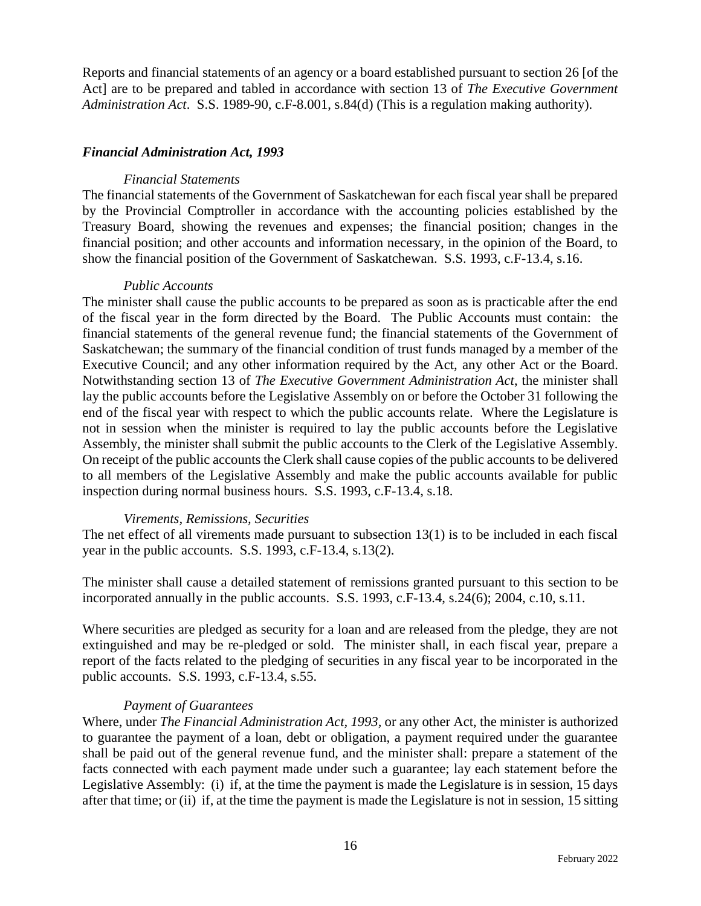Reports and financial statements of an agency or a board established pursuant to section 26 [of the Act] are to be prepared and tabled in accordance with section 13 of *The Executive Government Administration Act*. S.S. 1989-90, c.F-8.001, s.84(d) (This is a regulation making authority).

### *Financial Administration Act, 1993*

*Financial Statements*

The financial statements of the Government of Saskatchewan for each fiscal year shall be prepared by the Provincial Comptroller in accordance with the accounting policies established by the Treasury Board, showing the revenues and expenses; the financial position; changes in the financial position; and other accounts and information necessary, in the opinion of the Board, to show the financial position of the Government of Saskatchewan. S.S. 1993, c.F-13.4, s.16.

*Public Accounts*

The minister shall cause the public accounts to be prepared as soon as is practicable after the end of the fiscal year in the form directed by the Board. The Public Accounts must contain: the financial statements of the general revenue fund; the financial statements of the Government of Saskatchewan; the summary of the financial condition of trust funds managed by a member of the Executive Council; and any other information required by the Act, any other Act or the Board. Notwithstanding section 13 of *The Executive Government Administration Act*, the minister shall lay the public accounts before the Legislative Assembly on or before the October 31 following the end of the fiscal year with respect to which the public accounts relate. Where the Legislature is not in session when the minister is required to lay the public accounts before the Legislative Assembly, the minister shall submit the public accounts to the Clerk of the Legislative Assembly. On receipt of the public accounts the Clerk shall cause copies of the public accounts to be delivered to all members of the Legislative Assembly and make the public accounts available for public inspection during normal business hours. S.S. 1993, c.F-13.4, s.18.

*Virements, Remissions, Securities*

The net effect of all virements made pursuant to subsection 13(1) is to be included in each fiscal year in the public accounts. S.S. 1993, c.F-13.4, s.13(2).

The minister shall cause a detailed statement of remissions granted pursuant to this section to be incorporated annually in the public accounts. S.S. 1993, c.F-13.4, s.24(6); 2004, c.10, s.11.

Where securities are pledged as security for a loan and are released from the pledge, they are not extinguished and may be re-pledged or sold. The minister shall, in each fiscal year, prepare a report of the facts related to the pledging of securities in any fiscal year to be incorporated in the public accounts. S.S. 1993, c.F-13.4, s.55.

*Payment of Guarantees*

Where, under *The Financial Administration Act, 1993*, or any other Act, the minister is authorized to guarantee the payment of a loan, debt or obligation, a payment required under the guarantee shall be paid out of the general revenue fund, and the minister shall: prepare a statement of the facts connected with each payment made under such a guarantee; lay each statement before the Legislative Assembly: (i) if, at the time the payment is made the Legislature is in session, 15 days after that time; or (ii) if, at the time the payment is made the Legislature is not in session, 15 sitting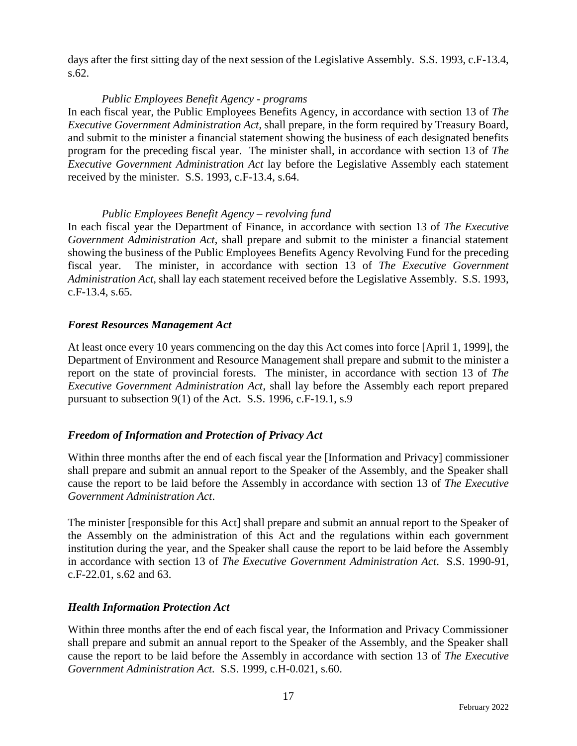days after the first sitting day of the next session of the Legislative Assembly. S.S. 1993, c.F-13.4, s.62.

*Public Employees Benefit Agency - programs*

In each fiscal year, the Public Employees Benefits Agency, in accordance with section 13 of *The Executive Government Administration Act*, shall prepare, in the form required by Treasury Board, and submit to the minister a financial statement showing the business of each designated benefits program for the preceding fiscal year. The minister shall, in accordance with section 13 of *The Executive Government Administration Act* lay before the Legislative Assembly each statement received by the minister. S.S. 1993, c.F-13.4, s.64.

*Public Employees Benefit Agency – revolving fund*

In each fiscal year the Department of Finance, in accordance with section 13 of *The Executive Government Administration Act*, shall prepare and submit to the minister a financial statement showing the business of the Public Employees Benefits Agency Revolving Fund for the preceding fiscal year. The minister, in accordance with section 13 of *The Executive Government Administration Act*, shall lay each statement received before the Legislative Assembly. S.S. 1993, c.F-13.4, s.65.

### *Forest Resources Management Act*

At least once every 10 years commencing on the day this Act comes into force [April 1, 1999], the Department of Environment and Resource Management shall prepare and submit to the minister a report on the state of provincial forests. The minister, in accordance with section 13 of *The Executive Government Administration Act*, shall lay before the Assembly each report prepared pursuant to subsection 9(1) of the Act. S.S. 1996, c.F-19.1, s.9

### *Freedom of Information and Protection of Privacy Act*

Within three months after the end of each fiscal year the [Information and Privacy] commissioner shall prepare and submit an annual report to the Speaker of the Assembly, and the Speaker shall cause the report to be laid before the Assembly in accordance with section 13 of *The Executive Government Administration Act*.

The minister [responsible for this Act] shall prepare and submit an annual report to the Speaker of the Assembly on the administration of this Act and the regulations within each government institution during the year, and the Speaker shall cause the report to be laid before the Assembly in accordance with section 13 of *The Executive Government Administration Act*. S.S. 1990-91, c.F-22.01, s.62 and 63.

### *Health Information Protection Act*

Within three months after the end of each fiscal year, the Information and Privacy Commissioner shall prepare and submit an annual report to the Speaker of the Assembly, and the Speaker shall cause the report to be laid before the Assembly in accordance with section 13 of *The Executive Government Administration Act.* S.S. 1999, c.H-0.021, s.60.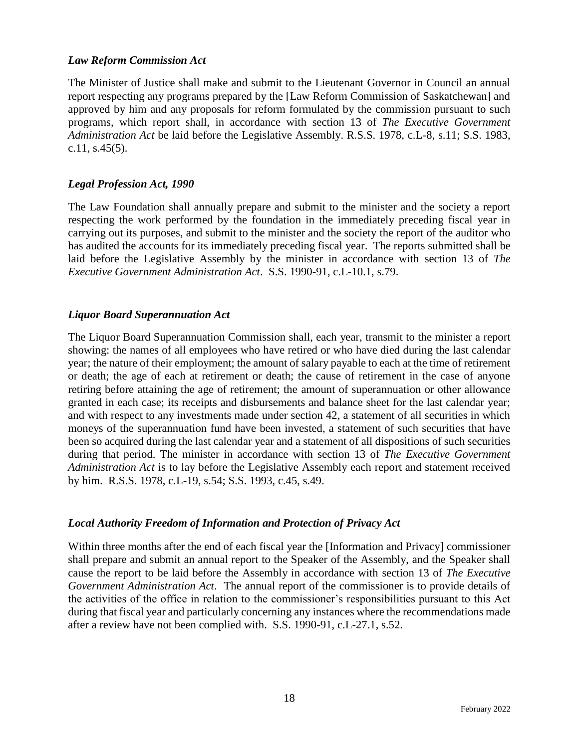***Law Reform Commission Act***

The Minister of Justice shall make and submit to the Lieutenant Governor in Council an annual report respecting any programs prepared by the [Law Reform Commission of Saskatchewan] and approved by him and any proposals for reform formulated by the commission pursuant to such programs, which report shall, in accordance with section 13 of *The Executive Government Administration Act* be laid before the Legislative Assembly. R.S.S. 1978, c.L-8, s.11; S.S. 1983, c.11, s.45(5).

***Legal Profession Act, 1990***

The Law Foundation shall annually prepare and submit to the minister and the society a report respecting the work performed by the foundation in the immediately preceding fiscal year in carrying out its purposes, and submit to the minister and the society the report of the auditor who has audited the accounts for its immediately preceding fiscal year. The reports submitted shall be laid before the Legislative Assembly by the minister in accordance with section 13 of *The Executive Government Administration Act*. S.S. 1990-91, c.L-10.1, s.79.

***Liquor Board Superannuation Act***

The Liquor Board Superannuation Commission shall, each year, transmit to the minister a report showing: the names of all employees who have retired or who have died during the last calendar year; the nature of their employment; the amount of salary payable to each at the time of retirement or death; the age of each at retirement or death; the cause of retirement in the case of anyone retiring before attaining the age of retirement; the amount of superannuation or other allowance granted in each case; its receipts and disbursements and balance sheet for the last calendar year; and with respect to any investments made under section 42, a statement of all securities in which moneys of the superannuation fund have been invested, a statement of such securities that have been so acquired during the last calendar year and a statement of all dispositions of such securities during that period. The minister in accordance with section 13 of *The Executive Government Administration Act* is to lay before the Legislative Assembly each report and statement received by him. R.S.S. 1978, c.L-19, s.54; S.S. 1993, c.45, s.49.

***Local Authority Freedom of Information and Protection of Privacy Act***

Within three months after the end of each fiscal year the [Information and Privacy] commissioner shall prepare and submit an annual report to the Speaker of the Assembly, and the Speaker shall cause the report to be laid before the Assembly in accordance with section 13 of *The Executive Government Administration Act*. The annual report of the commissioner is to provide details of the activities of the office in relation to the commissioner's responsibilities pursuant to this Act during that fiscal year and particularly concerning any instances where the recommendations made after a review have not been complied with. S.S. 1990-91, c.L-27.1, s.52.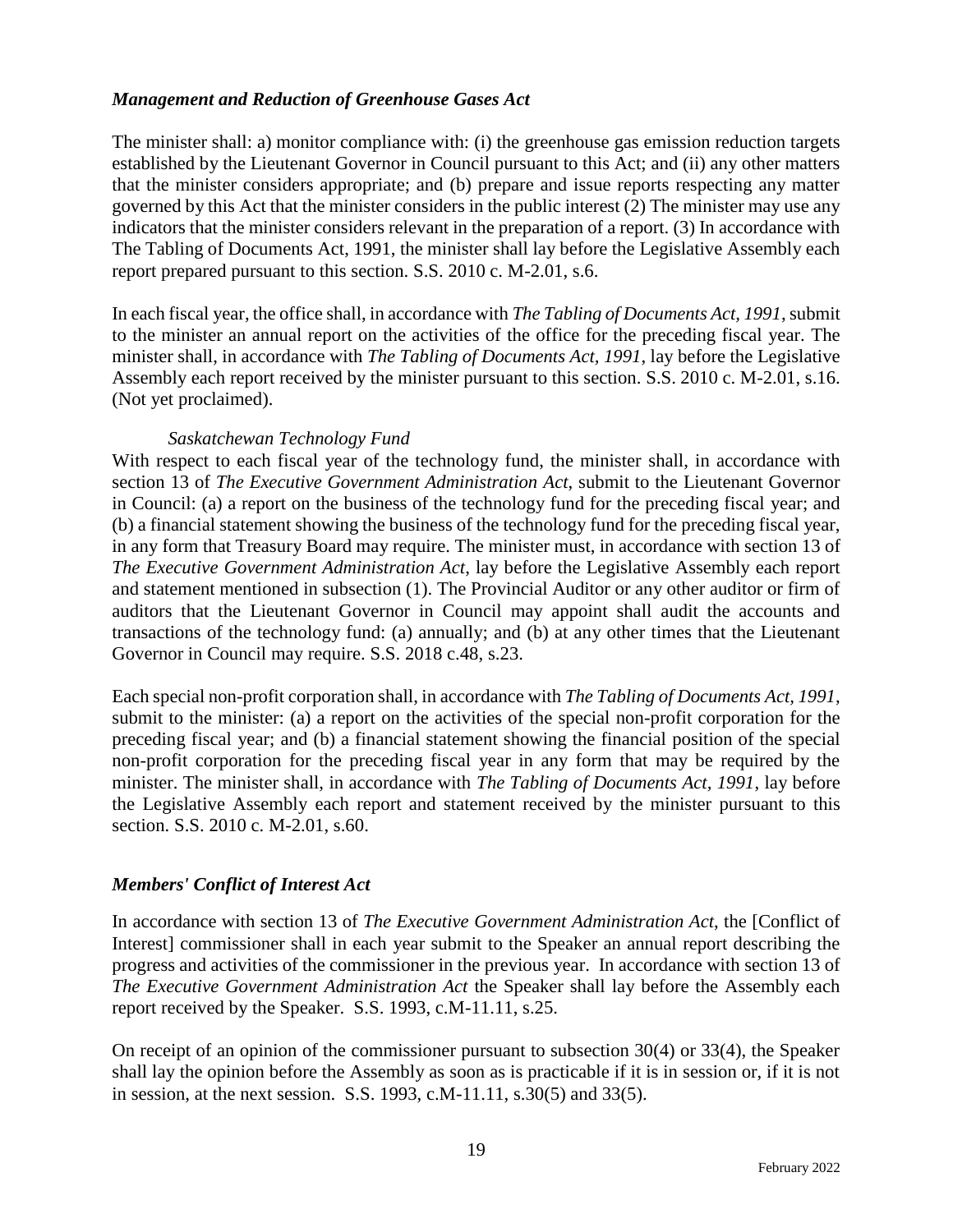### *Management and Reduction of Greenhouse Gases Act*

The minister shall: a) monitor compliance with: (i) the greenhouse gas emission reduction targets established by the Lieutenant Governor in Council pursuant to this Act; and (ii) any other matters that the minister considers appropriate; and (b) prepare and issue reports respecting any matter governed by this Act that the minister considers in the public interest (2) The minister may use any indicators that the minister considers relevant in the preparation of a report. (3) In accordance with The Tabling of Documents Act, 1991, the minister shall lay before the Legislative Assembly each report prepared pursuant to this section. S.S. 2010 c. M-2.01, s.6.

In each fiscal year, the office shall, in accordance with *The Tabling of Documents Act, 1991*, submit to the minister an annual report on the activities of the office for the preceding fiscal year. The minister shall, in accordance with *The Tabling of Documents Act, 1991*, lay before the Legislative Assembly each report received by the minister pursuant to this section. S.S. 2010 c. M-2.01, s.16. (Not yet proclaimed).

*Saskatchewan Technology Fund*

With respect to each fiscal year of the technology fund, the minister shall, in accordance with section 13 of *The Executive Government Administration Act*, submit to the Lieutenant Governor in Council: (a) a report on the business of the technology fund for the preceding fiscal year; and (b) a financial statement showing the business of the technology fund for the preceding fiscal year, in any form that Treasury Board may require. The minister must, in accordance with section 13 of *The Executive Government Administration Act*, lay before the Legislative Assembly each report and statement mentioned in subsection (1). The Provincial Auditor or any other auditor or firm of auditors that the Lieutenant Governor in Council may appoint shall audit the accounts and transactions of the technology fund: (a) annually; and (b) at any other times that the Lieutenant Governor in Council may require. S.S. 2018 c.48, s.23.

Each special non-profit corporation shall, in accordance with *The Tabling of Documents Act, 1991*, submit to the minister: (a) a report on the activities of the special non-profit corporation for the preceding fiscal year; and (b) a financial statement showing the financial position of the special non-profit corporation for the preceding fiscal year in any form that may be required by the minister. The minister shall, in accordance with *The Tabling of Documents Act, 1991*, lay before the Legislative Assembly each report and statement received by the minister pursuant to this section. S.S. 2010 c. M-2.01, s.60.

### *Members' Conflict of Interest Act*

In accordance with section 13 of *The Executive Government Administration Act*, the [Conflict of Interest] commissioner shall in each year submit to the Speaker an annual report describing the progress and activities of the commissioner in the previous year. In accordance with section 13 of *The Executive Government Administration Act* the Speaker shall lay before the Assembly each report received by the Speaker. S.S. 1993, c.M-11.11, s.25.

On receipt of an opinion of the commissioner pursuant to subsection 30(4) or 33(4), the Speaker shall lay the opinion before the Assembly as soon as is practicable if it is in session or, if it is not in session, at the next session. S.S. 1993, c.M-11.11, s.30(5) and 33(5).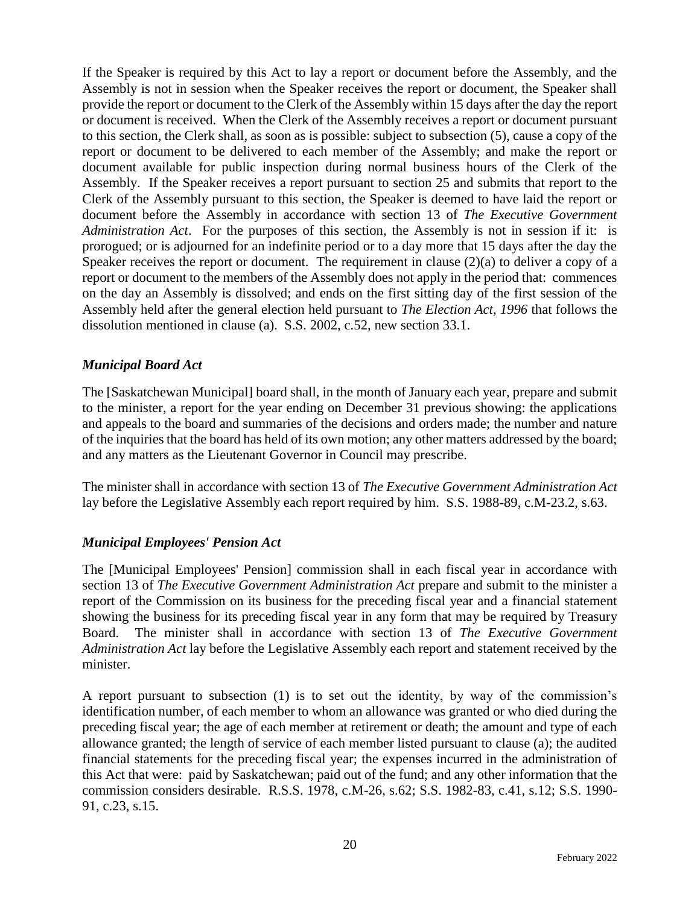If the Speaker is required by this Act to lay a report or document before the Assembly, and the Assembly is not in session when the Speaker receives the report or document, the Speaker shall provide the report or document to the Clerk of the Assembly within 15 days after the day the report or document is received. When the Clerk of the Assembly receives a report or document pursuant to this section, the Clerk shall, as soon as is possible: subject to subsection (5), cause a copy of the report or document to be delivered to each member of the Assembly; and make the report or document available for public inspection during normal business hours of the Clerk of the Assembly. If the Speaker receives a report pursuant to section 25 and submits that report to the Clerk of the Assembly pursuant to this section, the Speaker is deemed to have laid the report or document before the Assembly in accordance with section 13 of *The Executive Government Administration Act*. For the purposes of this section, the Assembly is not in session if it: is prorogued; or is adjourned for an indefinite period or to a day more that 15 days after the day the Speaker receives the report or document. The requirement in clause (2)(a) to deliver a copy of a report or document to the members of the Assembly does not apply in the period that: commences on the day an Assembly is dissolved; and ends on the first sitting day of the first session of the Assembly held after the general election held pursuant to *The Election Act, 1996* that follows the dissolution mentioned in clause (a). S.S. 2002, c.52, new section 33.1.

### *Municipal Board Act*

The [Saskatchewan Municipal] board shall, in the month of January each year, prepare and submit to the minister, a report for the year ending on December 31 previous showing: the applications and appeals to the board and summaries of the decisions and orders made; the number and nature of the inquiries that the board has held of its own motion; any other matters addressed by the board; and any matters as the Lieutenant Governor in Council may prescribe.

The minister shall in accordance with section 13 of *The Executive Government Administration Act* lay before the Legislative Assembly each report required by him. S.S. 1988-89, c.M-23.2, s.63.

### *Municipal Employees' Pension Act*

The [Municipal Employees' Pension] commission shall in each fiscal year in accordance with section 13 of *The Executive Government Administration Act* prepare and submit to the minister a report of the Commission on its business for the preceding fiscal year and a financial statement showing the business for its preceding fiscal year in any form that may be required by Treasury Board. The minister shall in accordance with section 13 of *The Executive Government Administration Act* lay before the Legislative Assembly each report and statement received by the minister.

A report pursuant to subsection (1) is to set out the identity, by way of the commission's identification number, of each member to whom an allowance was granted or who died during the preceding fiscal year; the age of each member at retirement or death; the amount and type of each allowance granted; the length of service of each member listed pursuant to clause (a); the audited financial statements for the preceding fiscal year; the expenses incurred in the administration of this Act that were: paid by Saskatchewan; paid out of the fund; and any other information that the commission considers desirable. R.S.S. 1978, c.M-26, s.62; S.S. 1982-83, c.41, s.12; S.S. 1990-91, c.23, s.15.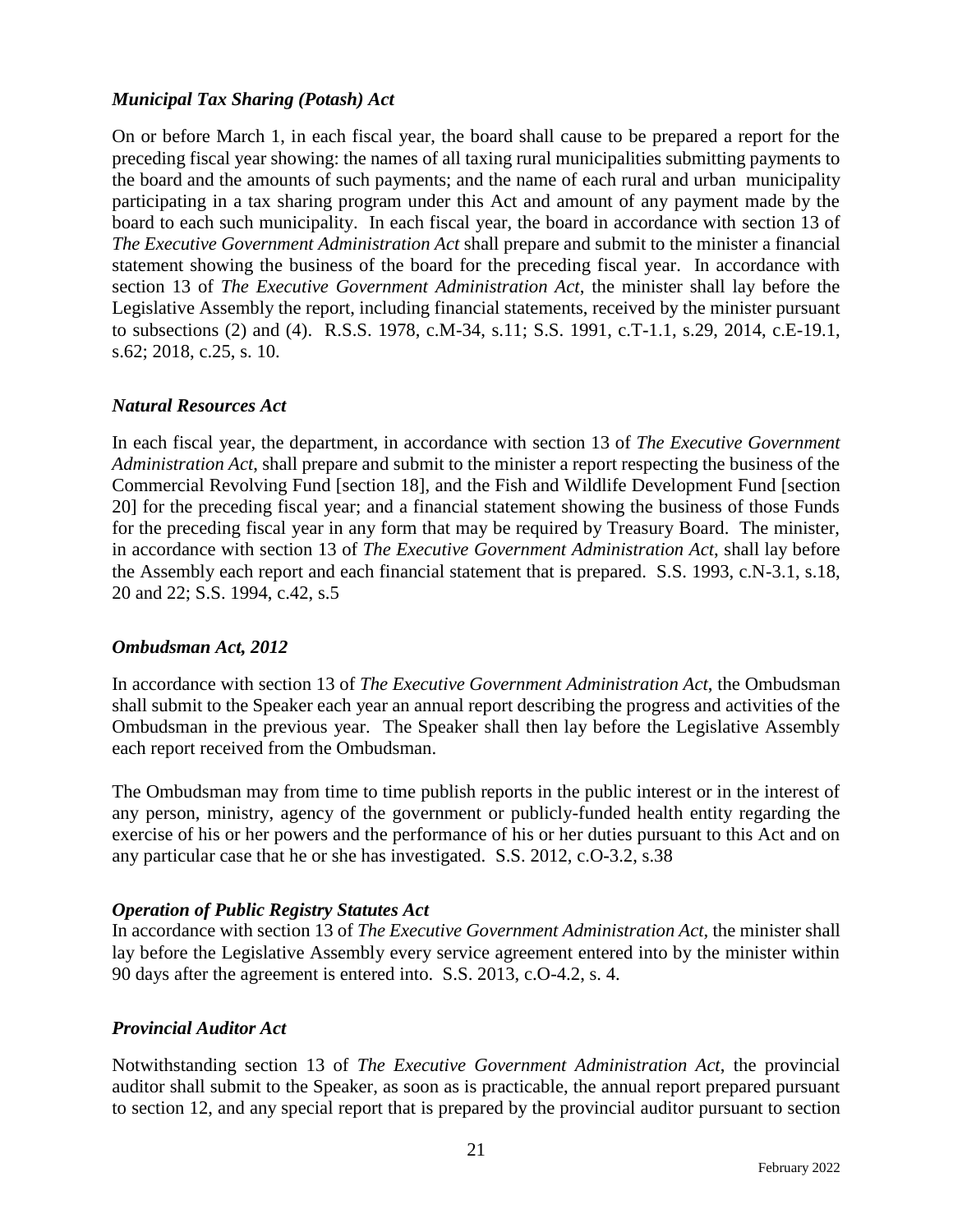### *Municipal Tax Sharing (Potash) Act*

On or before March 1, in each fiscal year, the board shall cause to be prepared a report for the preceding fiscal year showing: the names of all taxing rural municipalities submitting payments to the board and the amounts of such payments; and the name of each rural and urban municipality participating in a tax sharing program under this Act and amount of any payment made by the board to each such municipality. In each fiscal year, the board in accordance with section 13 of *The Executive Government Administration Act* shall prepare and submit to the minister a financial statement showing the business of the board for the preceding fiscal year. In accordance with section 13 of *The Executive Government Administration Act*, the minister shall lay before the Legislative Assembly the report, including financial statements, received by the minister pursuant to subsections (2) and (4). R.S.S. 1978, c.M-34, s.11; S.S. 1991, c.T-1.1, s.29, 2014, c.E-19.1, s.62; 2018, c.25, s. 10.

### *Natural Resources Act*

In each fiscal year, the department, in accordance with section 13 of *The Executive Government Administration Act*, shall prepare and submit to the minister a report respecting the business of the Commercial Revolving Fund [section 18], and the Fish and Wildlife Development Fund [section 20] for the preceding fiscal year; and a financial statement showing the business of those Funds for the preceding fiscal year in any form that may be required by Treasury Board. The minister, in accordance with section 13 of *The Executive Government Administration Act*, shall lay before the Assembly each report and each financial statement that is prepared. S.S. 1993, c.N-3.1, s.18, 20 and 22; S.S. 1994, c.42, s.5

### *Ombudsman Act, 2012*

In accordance with section 13 of *The Executive Government Administration Act*, the Ombudsman shall submit to the Speaker each year an annual report describing the progress and activities of the Ombudsman in the previous year. The Speaker shall then lay before the Legislative Assembly each report received from the Ombudsman.

The Ombudsman may from time to time publish reports in the public interest or in the interest of any person, ministry, agency of the government or publicly-funded health entity regarding the exercise of his or her powers and the performance of his or her duties pursuant to this Act and on any particular case that he or she has investigated. S.S. 2012, c.O-3.2, s.38

### *Operation of Public Registry Statutes Act*

In accordance with section 13 of *The Executive Government Administration Act*, the minister shall lay before the Legislative Assembly every service agreement entered into by the minister within 90 days after the agreement is entered into. S.S. 2013, c.O-4.2, s. 4.

### *Provincial Auditor Act*

Notwithstanding section 13 of *The Executive Government Administration Act*, the provincial auditor shall submit to the Speaker, as soon as is practicable, the annual report prepared pursuant to section 12, and any special report that is prepared by the provincial auditor pursuant to section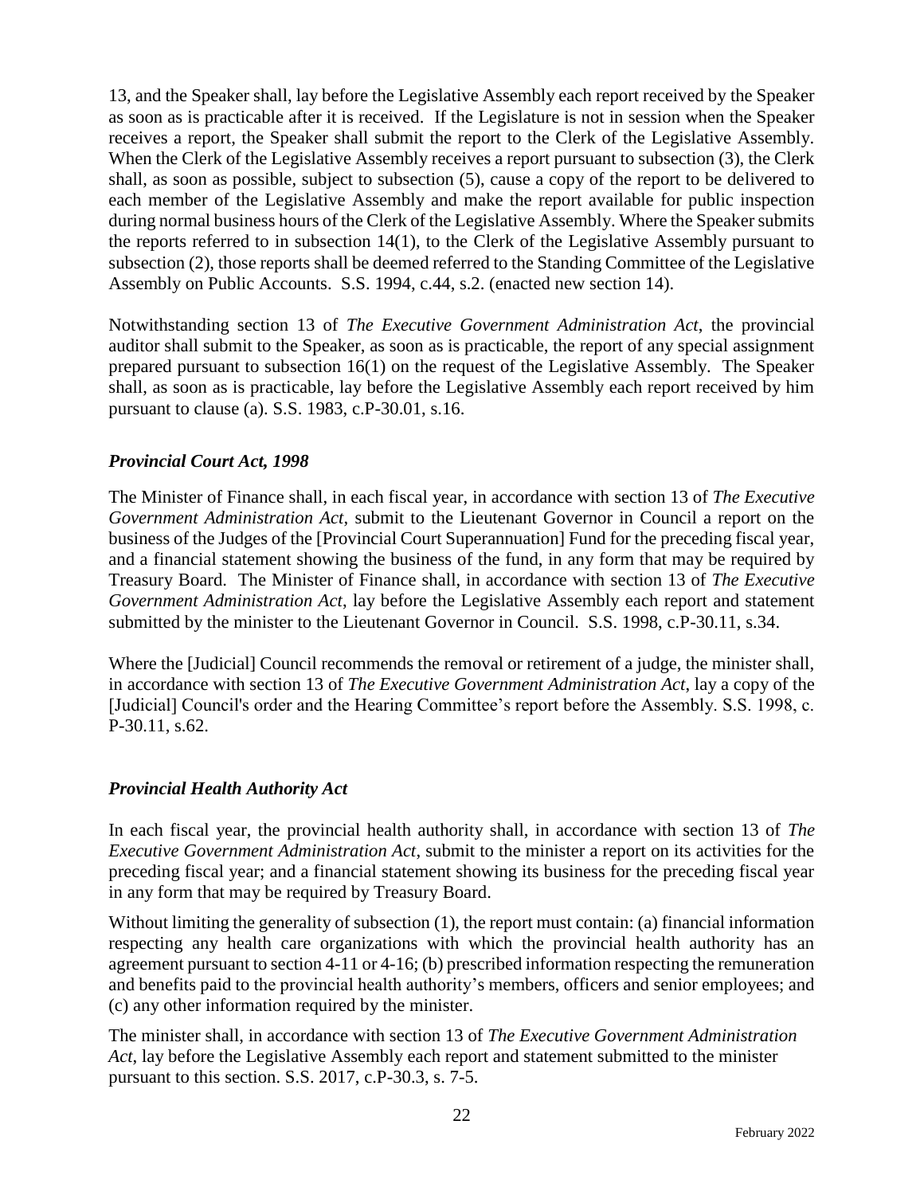13, and the Speaker shall, lay before the Legislative Assembly each report received by the Speaker as soon as is practicable after it is received. If the Legislature is not in session when the Speaker receives a report, the Speaker shall submit the report to the Clerk of the Legislative Assembly. When the Clerk of the Legislative Assembly receives a report pursuant to subsection (3), the Clerk shall, as soon as possible, subject to subsection (5), cause a copy of the report to be delivered to each member of the Legislative Assembly and make the report available for public inspection during normal business hours of the Clerk of the Legislative Assembly. Where the Speaker submits the reports referred to in subsection 14(1), to the Clerk of the Legislative Assembly pursuant to subsection (2), those reports shall be deemed referred to the Standing Committee of the Legislative Assembly on Public Accounts. S.S. 1994, c.44, s.2. (enacted new section 14).

Notwithstanding section 13 of *The Executive Government Administration Act*, the provincial auditor shall submit to the Speaker, as soon as is practicable, the report of any special assignment prepared pursuant to subsection 16(1) on the request of the Legislative Assembly. The Speaker shall, as soon as is practicable, lay before the Legislative Assembly each report received by him pursuant to clause (a). S.S. 1983, c.P-30.01, s.16.

### *Provincial Court Act, 1998*

The Minister of Finance shall, in each fiscal year, in accordance with section 13 of *The Executive Government Administration Act*, submit to the Lieutenant Governor in Council a report on the business of the Judges of the [Provincial Court Superannuation] Fund for the preceding fiscal year, and a financial statement showing the business of the fund, in any form that may be required by Treasury Board. The Minister of Finance shall, in accordance with section 13 of *The Executive Government Administration Act*, lay before the Legislative Assembly each report and statement submitted by the minister to the Lieutenant Governor in Council. S.S. 1998, c.P-30.11, s.34.

Where the [Judicial] Council recommends the removal or retirement of a judge, the minister shall, in accordance with section 13 of *The Executive Government Administration Act*, lay a copy of the [Judicial] Council's order and the Hearing Committee's report before the Assembly. S.S. 1998, c. P-30.11, s.62.

### *Provincial Health Authority Act*

In each fiscal year, the provincial health authority shall, in accordance with section 13 of *The Executive Government Administration Act*, submit to the minister a report on its activities for the preceding fiscal year; and a financial statement showing its business for the preceding fiscal year in any form that may be required by Treasury Board.

Without limiting the generality of subsection (1), the report must contain: (a) financial information respecting any health care organizations with which the provincial health authority has an agreement pursuant to section 4-11 or 4-16; (b) prescribed information respecting the remuneration and benefits paid to the provincial health authority's members, officers and senior employees; and (c) any other information required by the minister.

The minister shall, in accordance with section 13 of *The Executive Government Administration Act*, lay before the Legislative Assembly each report and statement submitted to the minister pursuant to this section. S.S. 2017, c.P-30.3, s. 7-5.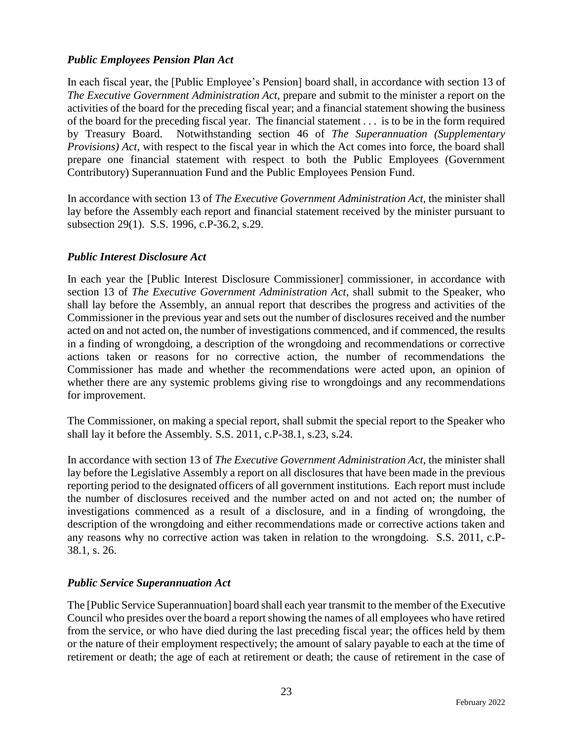### *Public Employees Pension Plan Act*

In each fiscal year, the [Public Employee's Pension] board shall, in accordance with section 13 of *The Executive Government Administration Act*, prepare and submit to the minister a report on the activities of the board for the preceding fiscal year; and a financial statement showing the business of the board for the preceding fiscal year. The financial statement . . . is to be in the form required by Treasury Board. Notwithstanding section 46 of *The Superannuation (Supplementary Provisions) Act*, with respect to the fiscal year in which the Act comes into force, the board shall prepare one financial statement with respect to both the Public Employees (Government Contributory) Superannuation Fund and the Public Employees Pension Fund.

In accordance with section 13 of *The Executive Government Administration Act*, the minister shall lay before the Assembly each report and financial statement received by the minister pursuant to subsection 29(1). S.S. 1996, c.P-36.2, s.29.

### *Public Interest Disclosure Act*

In each year the [Public Interest Disclosure Commissioner] commissioner, in accordance with section 13 of *The Executive Government Administration Act*, shall submit to the Speaker, who shall lay before the Assembly, an annual report that describes the progress and activities of the Commissioner in the previous year and sets out the number of disclosures received and the number acted on and not acted on, the number of investigations commenced, and if commenced, the results in a finding of wrongdoing, a description of the wrongdoing and recommendations or corrective actions taken or reasons for no corrective action, the number of recommendations the Commissioner has made and whether the recommendations were acted upon, an opinion of whether there are any systemic problems giving rise to wrongdoings and any recommendations for improvement.

The Commissioner, on making a special report, shall submit the special report to the Speaker who shall lay it before the Assembly. S.S. 2011, c.P-38.1, s.23, s.24.

In accordance with section 13 of *The Executive Government Administration Act*, the minister shall lay before the Legislative Assembly a report on all disclosures that have been made in the previous reporting period to the designated officers of all government institutions. Each report must include the number of disclosures received and the number acted on and not acted on; the number of investigations commenced as a result of a disclosure, and in a finding of wrongdoing, the description of the wrongdoing and either recommendations made or corrective actions taken and any reasons why no corrective action was taken in relation to the wrongdoing. S.S. 2011, c.P-38.1, s. 26.

### *Public Service Superannuation Act*

The [Public Service Superannuation] board shall each year transmit to the member of the Executive Council who presides over the board a report showing the names of all employees who have retired from the service, or who have died during the last preceding fiscal year; the offices held by them or the nature of their employment respectively; the amount of salary payable to each at the time of retirement or death; the age of each at retirement or death; the cause of retirement in the case of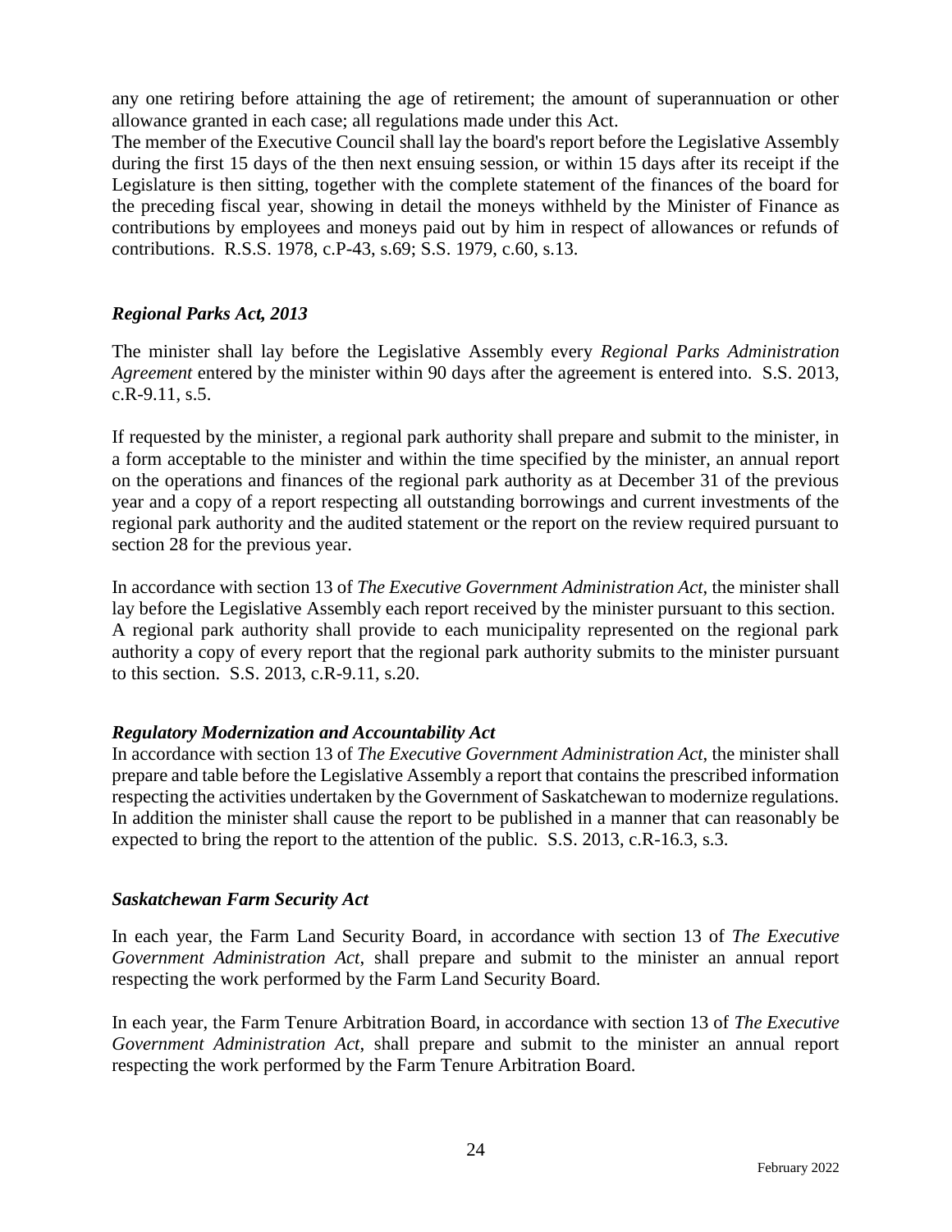any one retiring before attaining the age of retirement; the amount of superannuation or other allowance granted in each case; all regulations made under this Act.
The member of the Executive Council shall lay the board's report before the Legislative Assembly during the first 15 days of the then next ensuing session, or within 15 days after its receipt if the Legislature is then sitting, together with the complete statement of the finances of the board for the preceding fiscal year, showing in detail the moneys withheld by the Minister of Finance as contributions by employees and moneys paid out by him in respect of allowances or refunds of contributions. R.S.S. 1978, c.P-43, s.69; S.S. 1979, c.60, s.13.

### *Regional Parks Act, 2013*

The minister shall lay before the Legislative Assembly every *Regional Parks Administration Agreement* entered by the minister within 90 days after the agreement is entered into. S.S. 2013, c.R-9.11, s.5.

If requested by the minister, a regional park authority shall prepare and submit to the minister, in a form acceptable to the minister and within the time specified by the minister, an annual report on the operations and finances of the regional park authority as at December 31 of the previous year and a copy of a report respecting all outstanding borrowings and current investments of the regional park authority and the audited statement or the report on the review required pursuant to section 28 for the previous year.

In accordance with section 13 of *The Executive Government Administration Act*, the minister shall lay before the Legislative Assembly each report received by the minister pursuant to this section. A regional park authority shall provide to each municipality represented on the regional park authority a copy of every report that the regional park authority submits to the minister pursuant to this section. S.S. 2013, c.R-9.11, s.20.

### *Regulatory Modernization and Accountability Act*

In accordance with section 13 of *The Executive Government Administration Act*, the minister shall prepare and table before the Legislative Assembly a report that contains the prescribed information respecting the activities undertaken by the Government of Saskatchewan to modernize regulations. In addition the minister shall cause the report to be published in a manner that can reasonably be expected to bring the report to the attention of the public. S.S. 2013, c.R-16.3, s.3.

### *Saskatchewan Farm Security Act*

In each year, the Farm Land Security Board, in accordance with section 13 of *The Executive Government Administration Act*, shall prepare and submit to the minister an annual report respecting the work performed by the Farm Land Security Board.

In each year, the Farm Tenure Arbitration Board, in accordance with section 13 of *The Executive Government Administration Act*, shall prepare and submit to the minister an annual report respecting the work performed by the Farm Tenure Arbitration Board.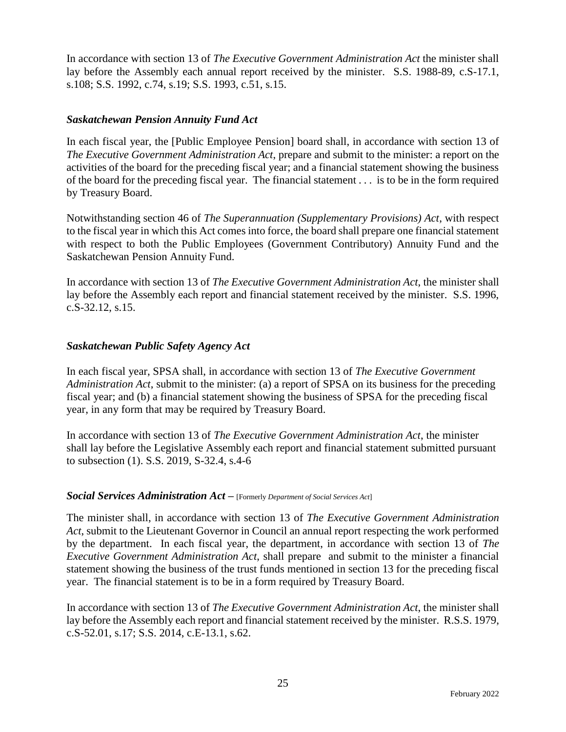In accordance with section 13 of *The Executive Government Administration Act* the minister shall lay before the Assembly each annual report received by the minister. S.S. 1988-89, c.S-17.1, s.108; S.S. 1992, c.74, s.19; S.S. 1993, c.51, s.15.

### *Saskatchewan Pension Annuity Fund Act*

In each fiscal year, the [Public Employee Pension] board shall, in accordance with section 13 of *The Executive Government Administration Act*, prepare and submit to the minister: a report on the activities of the board for the preceding fiscal year; and a financial statement showing the business of the board for the preceding fiscal year. The financial statement . . . is to be in the form required by Treasury Board.

Notwithstanding section 46 of *The Superannuation (Supplementary Provisions) Act*, with respect to the fiscal year in which this Act comes into force, the board shall prepare one financial statement with respect to both the Public Employees (Government Contributory) Annuity Fund and the Saskatchewan Pension Annuity Fund.

In accordance with section 13 of *The Executive Government Administration Act*, the minister shall lay before the Assembly each report and financial statement received by the minister. S.S. 1996, c.S-32.12, s.15.

### *Saskatchewan Public Safety Agency Act*

In each fiscal year, SPSA shall, in accordance with section 13 of *The Executive Government Administration Act*, submit to the minister: (a) a report of SPSA on its business for the preceding fiscal year; and (b) a financial statement showing the business of SPSA for the preceding fiscal year, in any form that may be required by Treasury Board.

In accordance with section 13 of *The Executive Government Administration Act*, the minister shall lay before the Legislative Assembly each report and financial statement submitted pursuant to subsection (1). S.S. 2019, S-32.4, s.4-6

### *Social Services Administration Act* – [Formerly *Department of Social Services Act*]

The minister shall, in accordance with section 13 of *The Executive Government Administration Act*, submit to the Lieutenant Governor in Council an annual report respecting the work performed by the department. In each fiscal year, the department, in accordance with section 13 of *The Executive Government Administration Act*, shall prepare and submit to the minister a financial statement showing the business of the trust funds mentioned in section 13 for the preceding fiscal year. The financial statement is to be in a form required by Treasury Board.

In accordance with section 13 of *The Executive Government Administration Act*, the minister shall lay before the Assembly each report and financial statement received by the minister. R.S.S. 1979, c.S-52.01, s.17; S.S. 2014, c.E-13.1, s.62.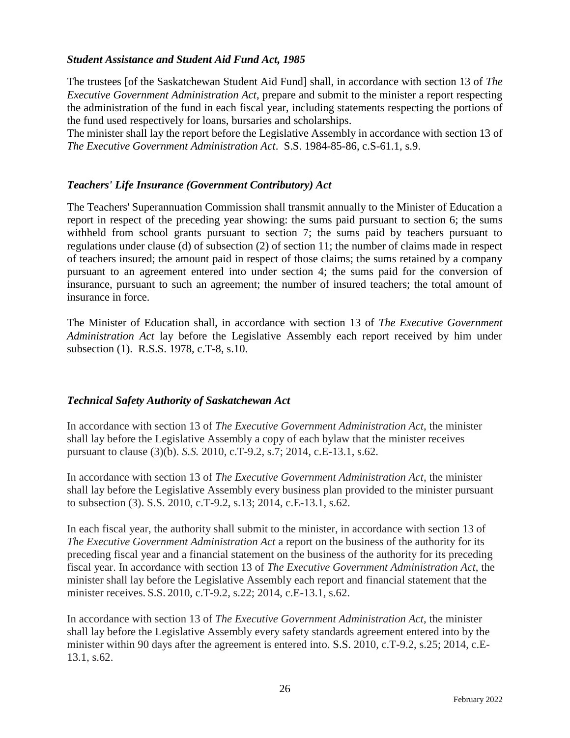### *Student Assistance and Student Aid Fund Act, 1985*

The trustees [of the Saskatchewan Student Aid Fund] shall, in accordance with section 13 of *The Executive Government Administration Act,* prepare and submit to the minister a report respecting the administration of the fund in each fiscal year, including statements respecting the portions of the fund used respectively for loans, bursaries and scholarships.
The minister shall lay the report before the Legislative Assembly in accordance with section 13 of *The Executive Government Administration Act*. S.S. 1984-85-86, c.S-61.1, s.9.

### *Teachers' Life Insurance (Government Contributory) Act*

The Teachers' Superannuation Commission shall transmit annually to the Minister of Education a report in respect of the preceding year showing: the sums paid pursuant to section 6; the sums withheld from school grants pursuant to section 7; the sums paid by teachers pursuant to regulations under clause (d) of subsection (2) of section 11; the number of claims made in respect of teachers insured; the amount paid in respect of those claims; the sums retained by a company pursuant to an agreement entered into under section 4; the sums paid for the conversion of insurance, pursuant to such an agreement; the number of insured teachers; the total amount of insurance in force.

The Minister of Education shall, in accordance with section 13 of *The Executive Government Administration Act* lay before the Legislative Assembly each report received by him under subsection (1). R.S.S. 1978, c.T-8, s.10.

### *Technical Safety Authority of Saskatchewan Act*

In accordance with section 13 of *The Executive Government Administration Act*, the minister shall lay before the Legislative Assembly a copy of each bylaw that the minister receives pursuant to clause (3)(b). *S.S.* 2010, c.T-9.2, s.7; 2014, c.E-13.1, s.62.

In accordance with section 13 of *The Executive Government Administration Act*, the minister shall lay before the Legislative Assembly every business plan provided to the minister pursuant to subsection (3). S.S. 2010, c.T-9.2, s.13; 2014, c.E-13.1, s.62.

In each fiscal year, the authority shall submit to the minister, in accordance with section 13 of *The Executive Government Administration Act* a report on the business of the authority for its preceding fiscal year and a financial statement on the business of the authority for its preceding fiscal year. In accordance with section 13 of *The Executive Government Administration Act*, the minister shall lay before the Legislative Assembly each report and financial statement that the minister receives. S.S. 2010, c.T-9.2, s.22; 2014, c.E-13.1, s.62.

In accordance with section 13 of *The Executive Government Administration Act*, the minister shall lay before the Legislative Assembly every safety standards agreement entered into by the minister within 90 days after the agreement is entered into. S.S. 2010, c.T-9.2, s.25; 2014, c.E-13.1, s.62.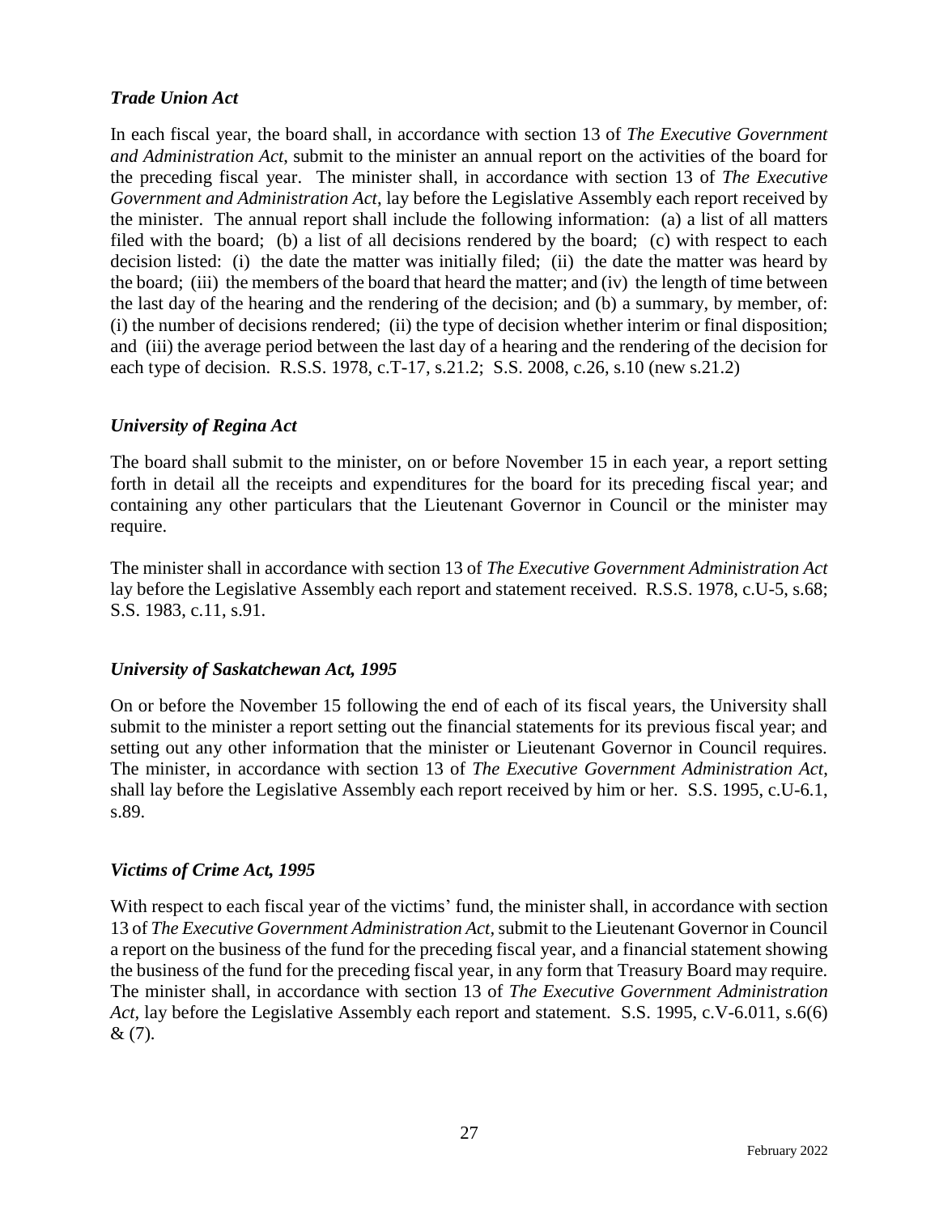### *Trade Union Act*

In each fiscal year, the board shall, in accordance with section 13 of *The Executive Government and Administration Act*, submit to the minister an annual report on the activities of the board for the preceding fiscal year. The minister shall, in accordance with section 13 of *The Executive Government and Administration Act*, lay before the Legislative Assembly each report received by the minister. The annual report shall include the following information: (a) a list of all matters filed with the board; (b) a list of all decisions rendered by the board; (c) with respect to each decision listed: (i) the date the matter was initially filed; (ii) the date the matter was heard by the board; (iii) the members of the board that heard the matter; and (iv) the length of time between the last day of the hearing and the rendering of the decision; and (b) a summary, by member, of: (i) the number of decisions rendered; (ii) the type of decision whether interim or final disposition; and (iii) the average period between the last day of a hearing and the rendering of the decision for each type of decision. R.S.S. 1978, c.T-17, s.21.2; S.S. 2008, c.26, s.10 (new s.21.2)

### *University of Regina Act*

The board shall submit to the minister, on or before November 15 in each year, a report setting forth in detail all the receipts and expenditures for the board for its preceding fiscal year; and containing any other particulars that the Lieutenant Governor in Council or the minister may require.

The minister shall in accordance with section 13 of *The Executive Government Administration Act* lay before the Legislative Assembly each report and statement received. R.S.S. 1978, c.U-5, s.68; S.S. 1983, c.11, s.91.

### *University of Saskatchewan Act, 1995*

On or before the November 15 following the end of each of its fiscal years, the University shall submit to the minister a report setting out the financial statements for its previous fiscal year; and setting out any other information that the minister or Lieutenant Governor in Council requires. The minister, in accordance with section 13 of *The Executive Government Administration Act*, shall lay before the Legislative Assembly each report received by him or her. S.S. 1995, c.U-6.1, s.89.

### *Victims of Crime Act, 1995*

With respect to each fiscal year of the victims' fund, the minister shall, in accordance with section 13 of *The Executive Government Administration Act*, submit to the Lieutenant Governor in Council a report on the business of the fund for the preceding fiscal year, and a financial statement showing the business of the fund for the preceding fiscal year, in any form that Treasury Board may require. The minister shall, in accordance with section 13 of *The Executive Government Administration Act*, lay before the Legislative Assembly each report and statement. S.S. 1995, c.V-6.011, s.6(6) & (7).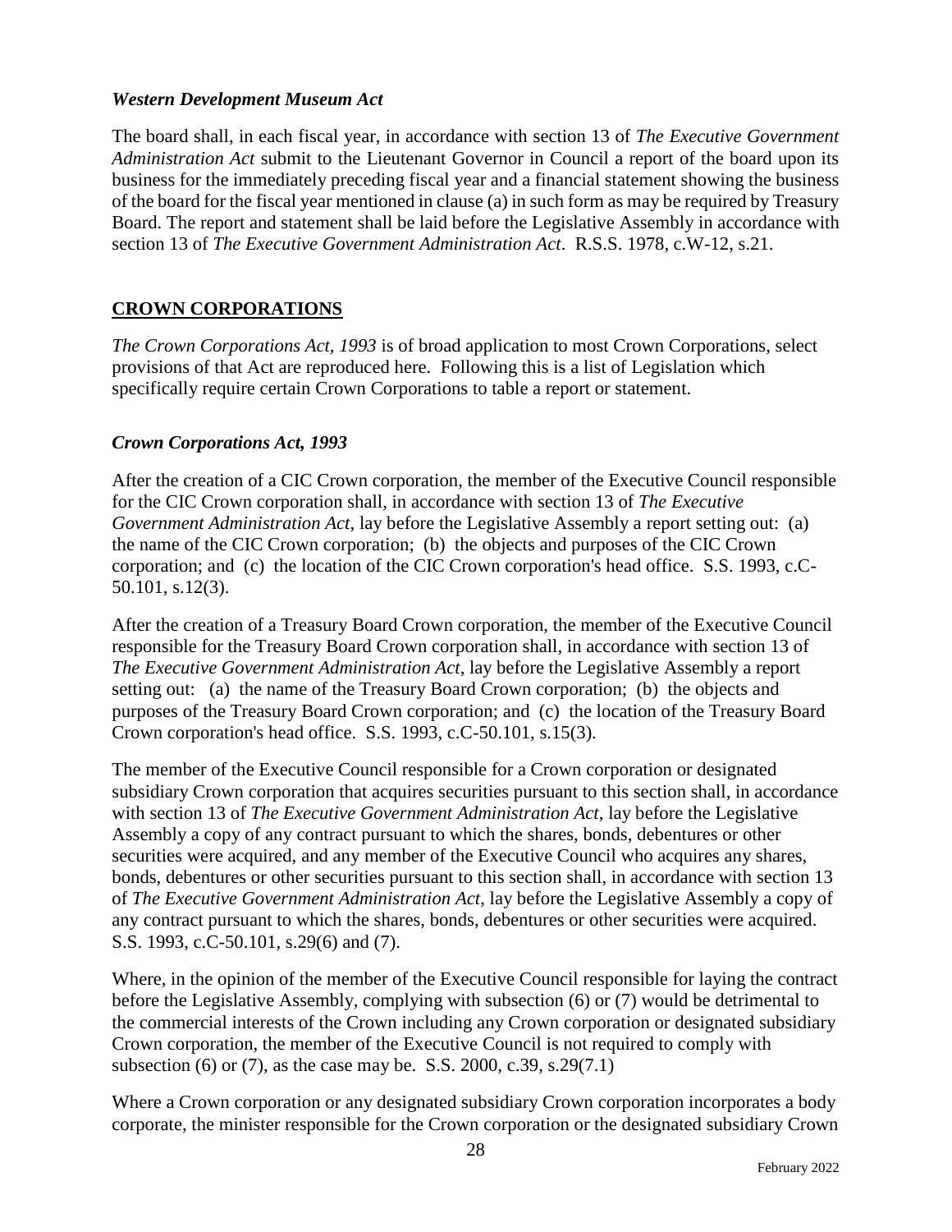### *Western Development Museum Act*

The board shall, in each fiscal year, in accordance with section 13 of *The Executive Government Administration Act* submit to the Lieutenant Governor in Council a report of the board upon its business for the immediately preceding fiscal year and a financial statement showing the business of the board for the fiscal year mentioned in clause (a) in such form as may be required by Treasury Board. The report and statement shall be laid before the Legislative Assembly in accordance with section 13 of *The Executive Government Administration Act*. R.S.S. 1978, c.W-12, s.21.

## **CROWN CORPORATIONS**

*The Crown Corporations Act, 1993* is of broad application to most Crown Corporations, select provisions of that Act are reproduced here. Following this is a list of Legislation which specifically require certain Crown Corporations to table a report or statement.

### *Crown Corporations Act, 1993*

After the creation of a CIC Crown corporation, the member of the Executive Council responsible for the CIC Crown corporation shall, in accordance with section 13 of *The Executive Government Administration Act,* lay before the Legislative Assembly a report setting out: (a) the name of the CIC Crown corporation; (b) the objects and purposes of the CIC Crown corporation; and (c) the location of the CIC Crown corporation's head office. S.S. 1993, c.C-50.101, s.12(3).

After the creation of a Treasury Board Crown corporation, the member of the Executive Council responsible for the Treasury Board Crown corporation shall, in accordance with section 13 of *The Executive Government Administration Act*, lay before the Legislative Assembly a report setting out: (a) the name of the Treasury Board Crown corporation; (b) the objects and purposes of the Treasury Board Crown corporation; and (c) the location of the Treasury Board Crown corporation's head office. S.S. 1993, c.C-50.101, s.15(3).

The member of the Executive Council responsible for a Crown corporation or designated subsidiary Crown corporation that acquires securities pursuant to this section shall, in accordance with section 13 of *The Executive Government Administration Act*, lay before the Legislative Assembly a copy of any contract pursuant to which the shares, bonds, debentures or other securities were acquired, and any member of the Executive Council who acquires any shares, bonds, debentures or other securities pursuant to this section shall, in accordance with section 13 of *The Executive Government Administration Act*, lay before the Legislative Assembly a copy of any contract pursuant to which the shares, bonds, debentures or other securities were acquired. S.S. 1993, c.C-50.101, s.29(6) and (7).

Where, in the opinion of the member of the Executive Council responsible for laying the contract before the Legislative Assembly, complying with subsection (6) or (7) would be detrimental to the commercial interests of the Crown including any Crown corporation or designated subsidiary Crown corporation, the member of the Executive Council is not required to comply with subsection (6) or (7), as the case may be. S.S. 2000, c.39, s.29(7.1)

Where a Crown corporation or any designated subsidiary Crown corporation incorporates a body corporate, the minister responsible for the Crown corporation or the designated subsidiary Crown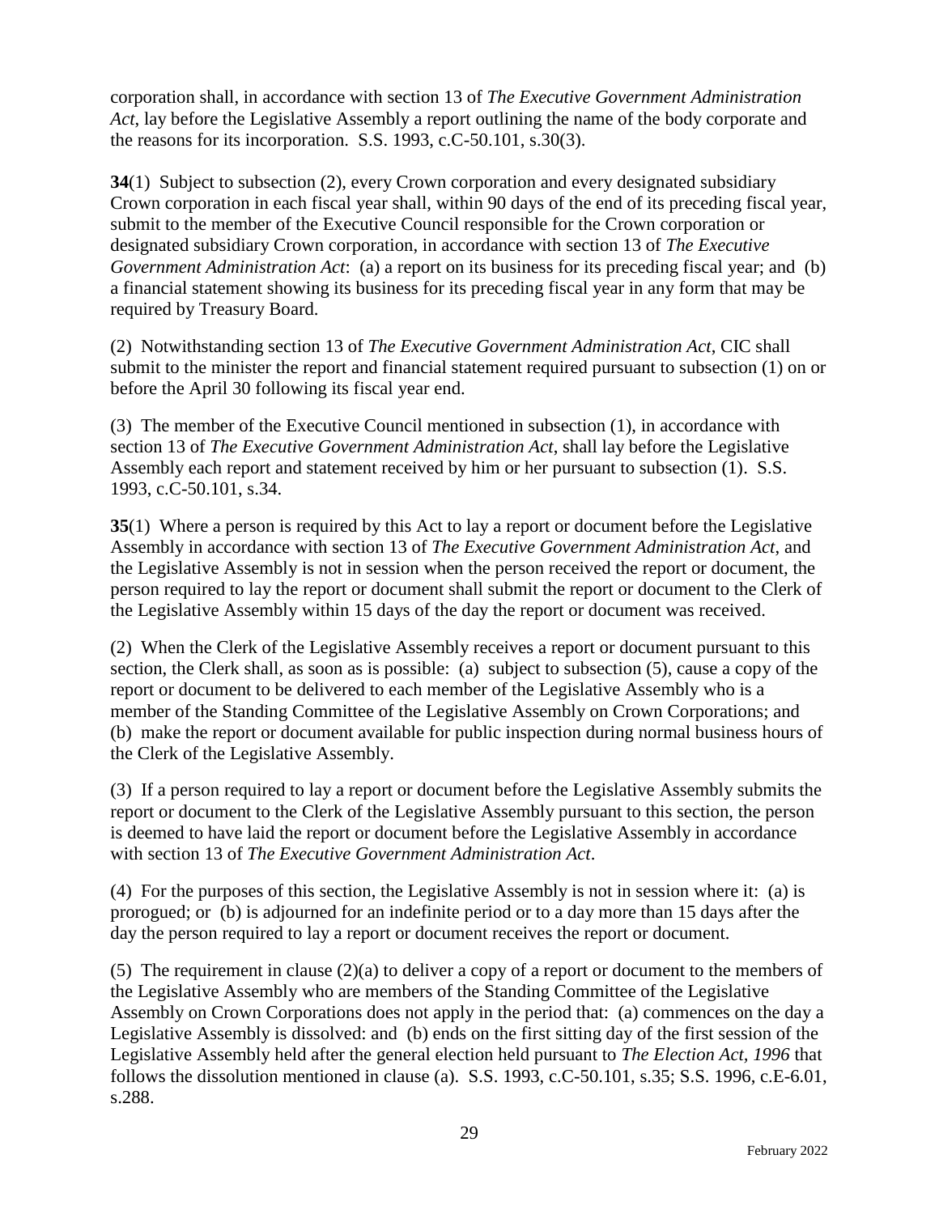corporation shall, in accordance with section 13 of *The Executive Government Administration Act*, lay before the Legislative Assembly a report outlining the name of the body corporate and the reasons for its incorporation. S.S. 1993, c.C-50.101, s.30(3).

**34**(1) Subject to subsection (2), every Crown corporation and every designated subsidiary Crown corporation in each fiscal year shall, within 90 days of the end of its preceding fiscal year, submit to the member of the Executive Council responsible for the Crown corporation or designated subsidiary Crown corporation, in accordance with section 13 of *The Executive Government Administration Act*: (a) a report on its business for its preceding fiscal year; and (b) a financial statement showing its business for its preceding fiscal year in any form that may be required by Treasury Board.

(2) Notwithstanding section 13 of *The Executive Government Administration Act*, CIC shall submit to the minister the report and financial statement required pursuant to subsection (1) on or before the April 30 following its fiscal year end.

(3) The member of the Executive Council mentioned in subsection (1), in accordance with section 13 of *The Executive Government Administration Act*, shall lay before the Legislative Assembly each report and statement received by him or her pursuant to subsection (1). S.S. 1993, c.C-50.101, s.34.

**35**(1) Where a person is required by this Act to lay a report or document before the Legislative Assembly in accordance with section 13 of *The Executive Government Administration Act*, and the Legislative Assembly is not in session when the person received the report or document, the person required to lay the report or document shall submit the report or document to the Clerk of the Legislative Assembly within 15 days of the day the report or document was received.

(2) When the Clerk of the Legislative Assembly receives a report or document pursuant to this section, the Clerk shall, as soon as is possible: (a) subject to subsection (5), cause a copy of the report or document to be delivered to each member of the Legislative Assembly who is a member of the Standing Committee of the Legislative Assembly on Crown Corporations; and (b) make the report or document available for public inspection during normal business hours of the Clerk of the Legislative Assembly.

(3) If a person required to lay a report or document before the Legislative Assembly submits the report or document to the Clerk of the Legislative Assembly pursuant to this section, the person is deemed to have laid the report or document before the Legislative Assembly in accordance with section 13 of *The Executive Government Administration Act*.

(4) For the purposes of this section, the Legislative Assembly is not in session where it: (a) is prorogued; or (b) is adjourned for an indefinite period or to a day more than 15 days after the day the person required to lay a report or document receives the report or document.

(5) The requirement in clause (2)(a) to deliver a copy of a report or document to the members of the Legislative Assembly who are members of the Standing Committee of the Legislative Assembly on Crown Corporations does not apply in the period that: (a) commences on the day a Legislative Assembly is dissolved: and (b) ends on the first sitting day of the first session of the Legislative Assembly held after the general election held pursuant to *The Election Act, 1996* that follows the dissolution mentioned in clause (a). S.S. 1993, c.C-50.101, s.35; S.S. 1996, c.E-6.01, s.288.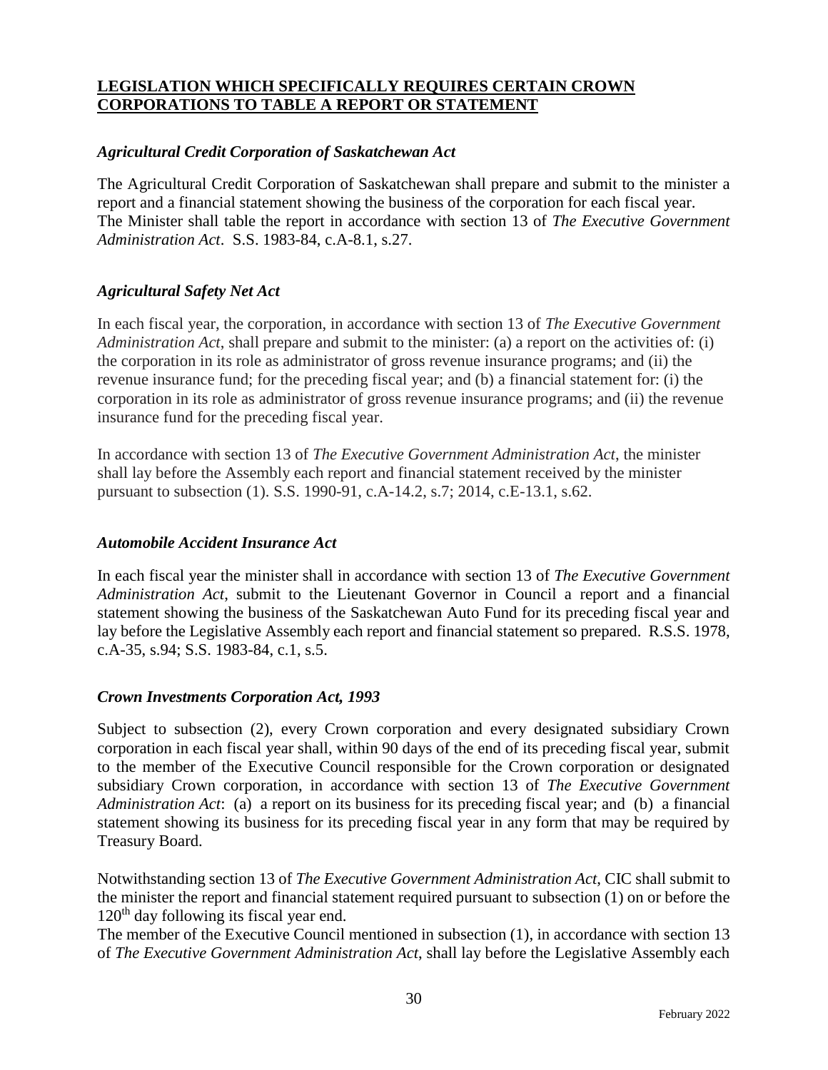## **LEGISLATION WHICH SPECIFICALLY REQUIRES CERTAIN CROWN CORPORATIONS TO TABLE A REPORT OR STATEMENT**

### *Agricultural Credit Corporation of Saskatchewan Act*

The Agricultural Credit Corporation of Saskatchewan shall prepare and submit to the minister a report and a financial statement showing the business of the corporation for each fiscal year. The Minister shall table the report in accordance with section 13 of *The Executive Government Administration Act*. S.S. 1983-84, c.A-8.1, s.27.

### *Agricultural Safety Net Act*

In each fiscal year, the corporation, in accordance with section 13 of *The Executive Government Administration Act*, shall prepare and submit to the minister: (a) a report on the activities of: (i) the corporation in its role as administrator of gross revenue insurance programs; and (ii) the revenue insurance fund; for the preceding fiscal year; and (b) a financial statement for: (i) the corporation in its role as administrator of gross revenue insurance programs; and (ii) the revenue insurance fund for the preceding fiscal year.

In accordance with section 13 of *The Executive Government Administration Act*, the minister shall lay before the Assembly each report and financial statement received by the minister pursuant to subsection (1). S.S. 1990-91, c.A-14.2, s.7; 2014, c.E-13.1, s.62.

### *Automobile Accident Insurance Act*

In each fiscal year the minister shall in accordance with section 13 of *The Executive Government Administration Act,* submit to the Lieutenant Governor in Council a report and a financial statement showing the business of the Saskatchewan Auto Fund for its preceding fiscal year and lay before the Legislative Assembly each report and financial statement so prepared. R.S.S. 1978, c.A-35, s.94; S.S. 1983-84, c.1, s.5.

### *Crown Investments Corporation Act, 1993*

Subject to subsection (2), every Crown corporation and every designated subsidiary Crown corporation in each fiscal year shall, within 90 days of the end of its preceding fiscal year, submit to the member of the Executive Council responsible for the Crown corporation or designated subsidiary Crown corporation, in accordance with section 13 of *The Executive Government Administration Act*: (a) a report on its business for its preceding fiscal year; and (b) a financial statement showing its business for its preceding fiscal year in any form that may be required by Treasury Board.

Notwithstanding section 13 of *The Executive Government Administration Act*, CIC shall submit to the minister the report and financial statement required pursuant to subsection (1) on or before the 120th day following its fiscal year end.
The member of the Executive Council mentioned in subsection (1), in accordance with section 13 of *The Executive Government Administration Act*, shall lay before the Legislative Assembly each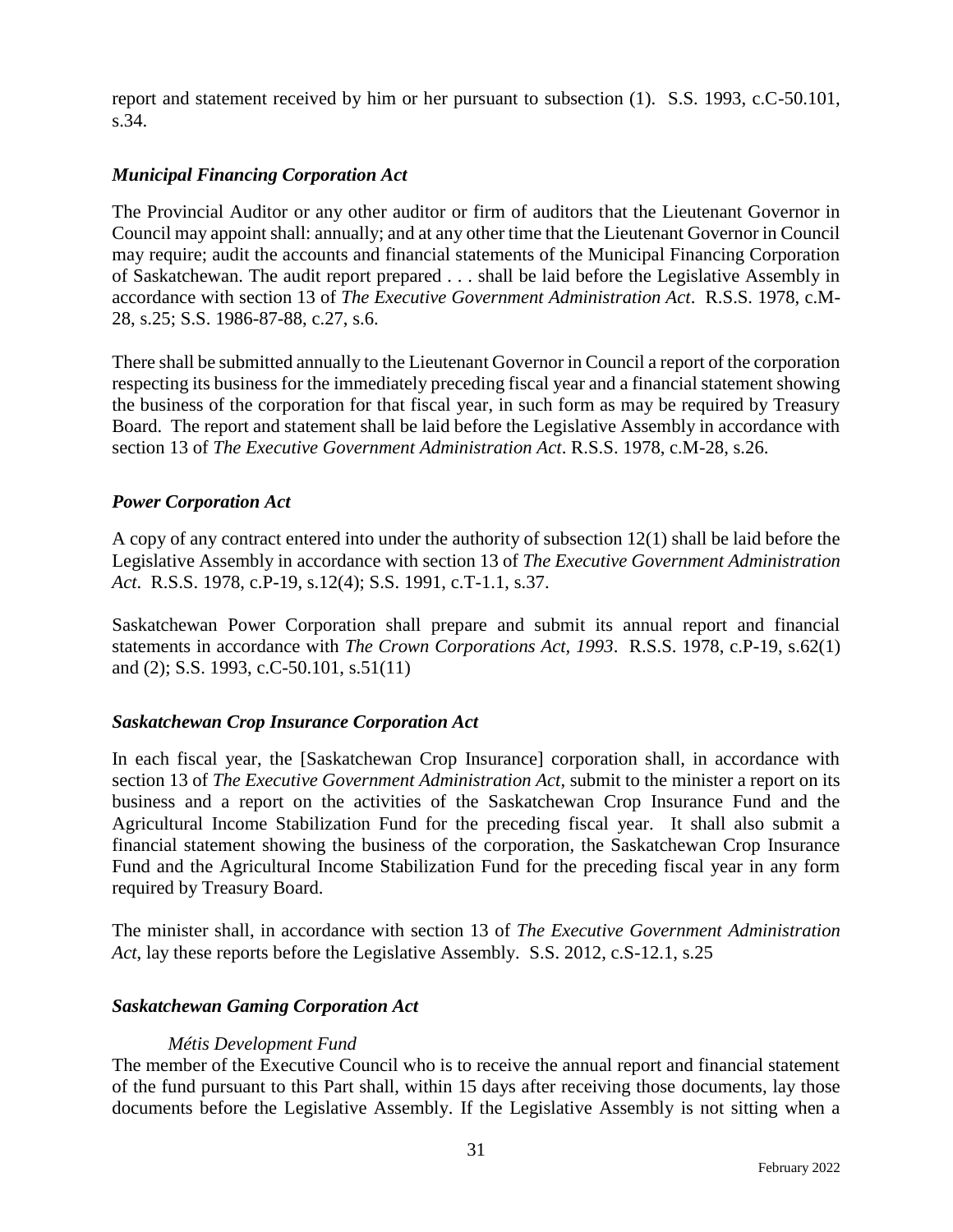report and statement received by him or her pursuant to subsection (1). S.S. 1993, c.C-50.101, s.34.

### *Municipal Financing Corporation Act*

The Provincial Auditor or any other auditor or firm of auditors that the Lieutenant Governor in Council may appoint shall: annually; and at any other time that the Lieutenant Governor in Council may require; audit the accounts and financial statements of the Municipal Financing Corporation of Saskatchewan. The audit report prepared . . . shall be laid before the Legislative Assembly in accordance with section 13 of *The Executive Government Administration Act*. R.S.S. 1978, c.M-28, s.25; S.S. 1986-87-88, c.27, s.6.

There shall be submitted annually to the Lieutenant Governor in Council a report of the corporation respecting its business for the immediately preceding fiscal year and a financial statement showing the business of the corporation for that fiscal year, in such form as may be required by Treasury Board. The report and statement shall be laid before the Legislative Assembly in accordance with section 13 of *The Executive Government Administration Act*. R.S.S. 1978, c.M-28, s.26.

### *Power Corporation Act*

A copy of any contract entered into under the authority of subsection 12(1) shall be laid before the Legislative Assembly in accordance with section 13 of *The Executive Government Administration Act*. R.S.S. 1978, c.P-19, s.12(4); S.S. 1991, c.T-1.1, s.37.

Saskatchewan Power Corporation shall prepare and submit its annual report and financial statements in accordance with *The Crown Corporations Act, 1993*. R.S.S. 1978, c.P-19, s.62(1) and (2); S.S. 1993, c.C-50.101, s.51(11)

### *Saskatchewan Crop Insurance Corporation Act*

In each fiscal year, the [Saskatchewan Crop Insurance] corporation shall, in accordance with section 13 of *The Executive Government Administration Act*, submit to the minister a report on its business and a report on the activities of the Saskatchewan Crop Insurance Fund and the Agricultural Income Stabilization Fund for the preceding fiscal year. It shall also submit a financial statement showing the business of the corporation, the Saskatchewan Crop Insurance Fund and the Agricultural Income Stabilization Fund for the preceding fiscal year in any form required by Treasury Board.

The minister shall, in accordance with section 13 of *The Executive Government Administration Act*, lay these reports before the Legislative Assembly. S.S. 2012, c.S-12.1, s.25

### *Saskatchewan Gaming Corporation Act*

*Métis Development Fund*

The member of the Executive Council who is to receive the annual report and financial statement of the fund pursuant to this Part shall, within 15 days after receiving those documents, lay those documents before the Legislative Assembly. If the Legislative Assembly is not sitting when a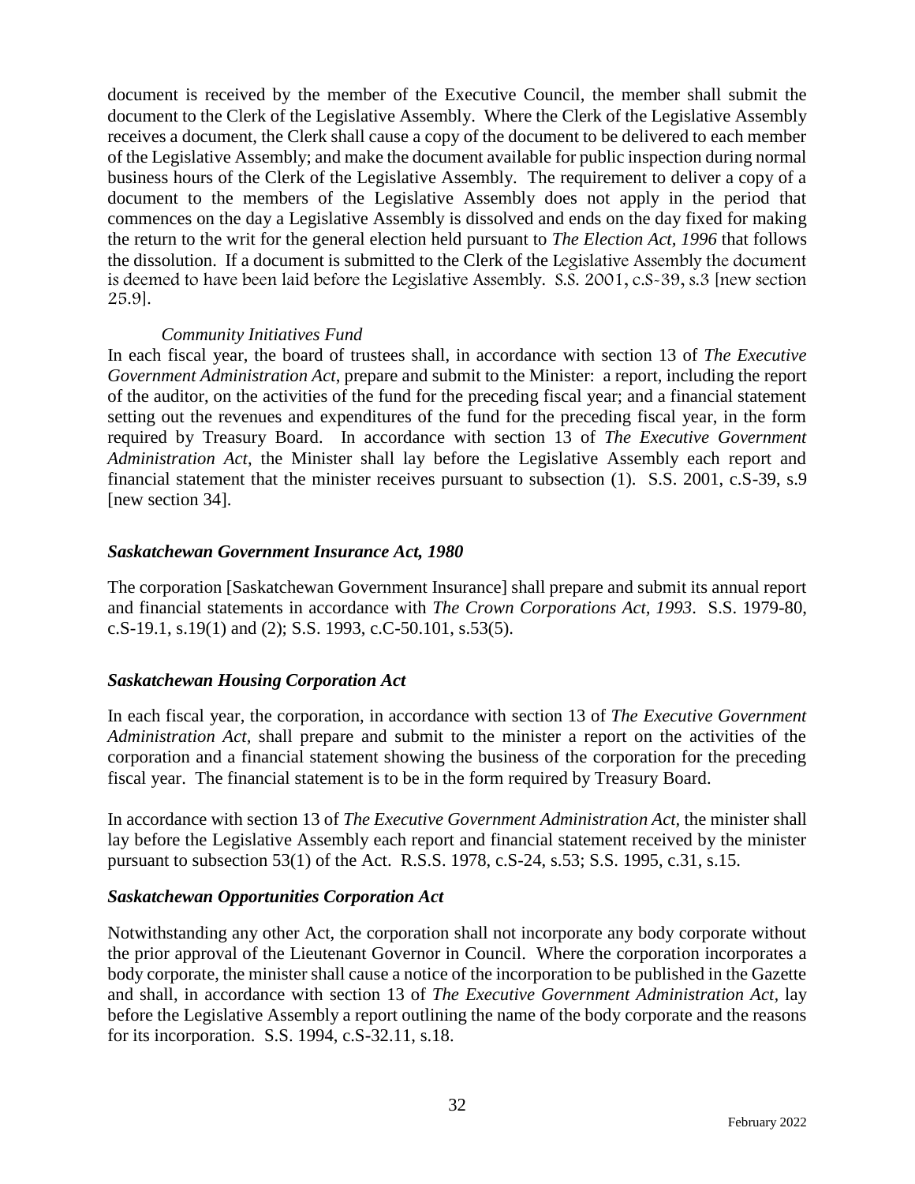document is received by the member of the Executive Council, the member shall submit the document to the Clerk of the Legislative Assembly. Where the Clerk of the Legislative Assembly receives a document, the Clerk shall cause a copy of the document to be delivered to each member of the Legislative Assembly; and make the document available for public inspection during normal business hours of the Clerk of the Legislative Assembly. The requirement to deliver a copy of a document to the members of the Legislative Assembly does not apply in the period that commences on the day a Legislative Assembly is dissolved and ends on the day fixed for making the return to the writ for the general election held pursuant to *The Election Act, 1996* that follows the dissolution. If a document is submitted to the Clerk of the Legislative Assembly the document is deemed to have been laid before the Legislative Assembly. S.S. 2001, c.S-39, s.3 [new section 25.9].

*Community Initiatives Fund*

In each fiscal year, the board of trustees shall, in accordance with section 13 of *The Executive Government Administration Act*, prepare and submit to the Minister: a report, including the report of the auditor, on the activities of the fund for the preceding fiscal year; and a financial statement setting out the revenues and expenditures of the fund for the preceding fiscal year, in the form required by Treasury Board. In accordance with section 13 of *The Executive Government Administration Act*, the Minister shall lay before the Legislative Assembly each report and financial statement that the minister receives pursuant to subsection (1). S.S. 2001, c.S-39, s.9 [new section 34].

### *Saskatchewan Government Insurance Act, 1980*

The corporation [Saskatchewan Government Insurance] shall prepare and submit its annual report and financial statements in accordance with *The Crown Corporations Act, 1993*. S.S. 1979-80, c.S-19.1, s.19(1) and (2); S.S. 1993, c.C-50.101, s.53(5).

### *Saskatchewan Housing Corporation Act*

In each fiscal year, the corporation, in accordance with section 13 of *The Executive Government Administration Act,* shall prepare and submit to the minister a report on the activities of the corporation and a financial statement showing the business of the corporation for the preceding fiscal year. The financial statement is to be in the form required by Treasury Board.

In accordance with section 13 of *The Executive Government Administration Act,* the minister shall lay before the Legislative Assembly each report and financial statement received by the minister pursuant to subsection 53(1) of the Act. R.S.S. 1978, c.S-24, s.53; S.S. 1995, c.31, s.15.

### *Saskatchewan Opportunities Corporation Act*

Notwithstanding any other Act, the corporation shall not incorporate any body corporate without the prior approval of the Lieutenant Governor in Council. Where the corporation incorporates a body corporate, the minister shall cause a notice of the incorporation to be published in the Gazette and shall, in accordance with section 13 of *The Executive Government Administration Act*, lay before the Legislative Assembly a report outlining the name of the body corporate and the reasons for its incorporation. S.S. 1994, c.S-32.11, s.18.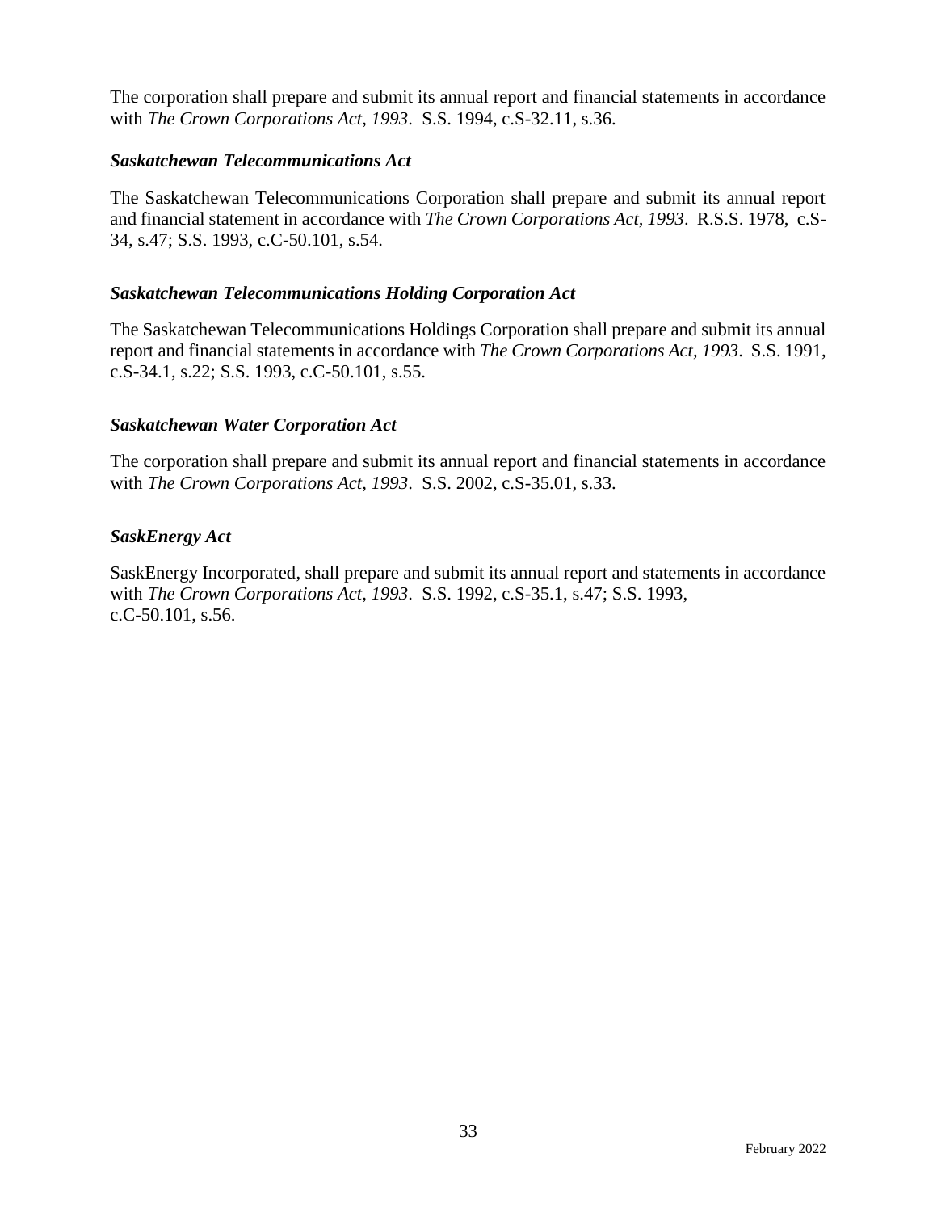The corporation shall prepare and submit its annual report and financial statements in accordance with *The Crown Corporations Act, 1993*. S.S. 1994, c.S-32.11, s.36.

***Saskatchewan Telecommunications Act***

The Saskatchewan Telecommunications Corporation shall prepare and submit its annual report and financial statement in accordance with *The Crown Corporations Act, 1993*. R.S.S. 1978, c.S-34, s.47; S.S. 1993, c.C-50.101, s.54.

***Saskatchewan Telecommunications Holding Corporation Act***

The Saskatchewan Telecommunications Holdings Corporation shall prepare and submit its annual report and financial statements in accordance with *The Crown Corporations Act, 1993*. S.S. 1991, c.S-34.1, s.22; S.S. 1993, c.C-50.101, s.55.

***Saskatchewan Water Corporation Act***

The corporation shall prepare and submit its annual report and financial statements in accordance with *The Crown Corporations Act, 1993*. S.S. 2002, c.S-35.01, s.33.

***SaskEnergy Act***

SaskEnergy Incorporated, shall prepare and submit its annual report and statements in accordance with *The Crown Corporations Act, 1993*. S.S. 1992, c.S-35.1, s.47; S.S. 1993, c.C-50.101, s.56.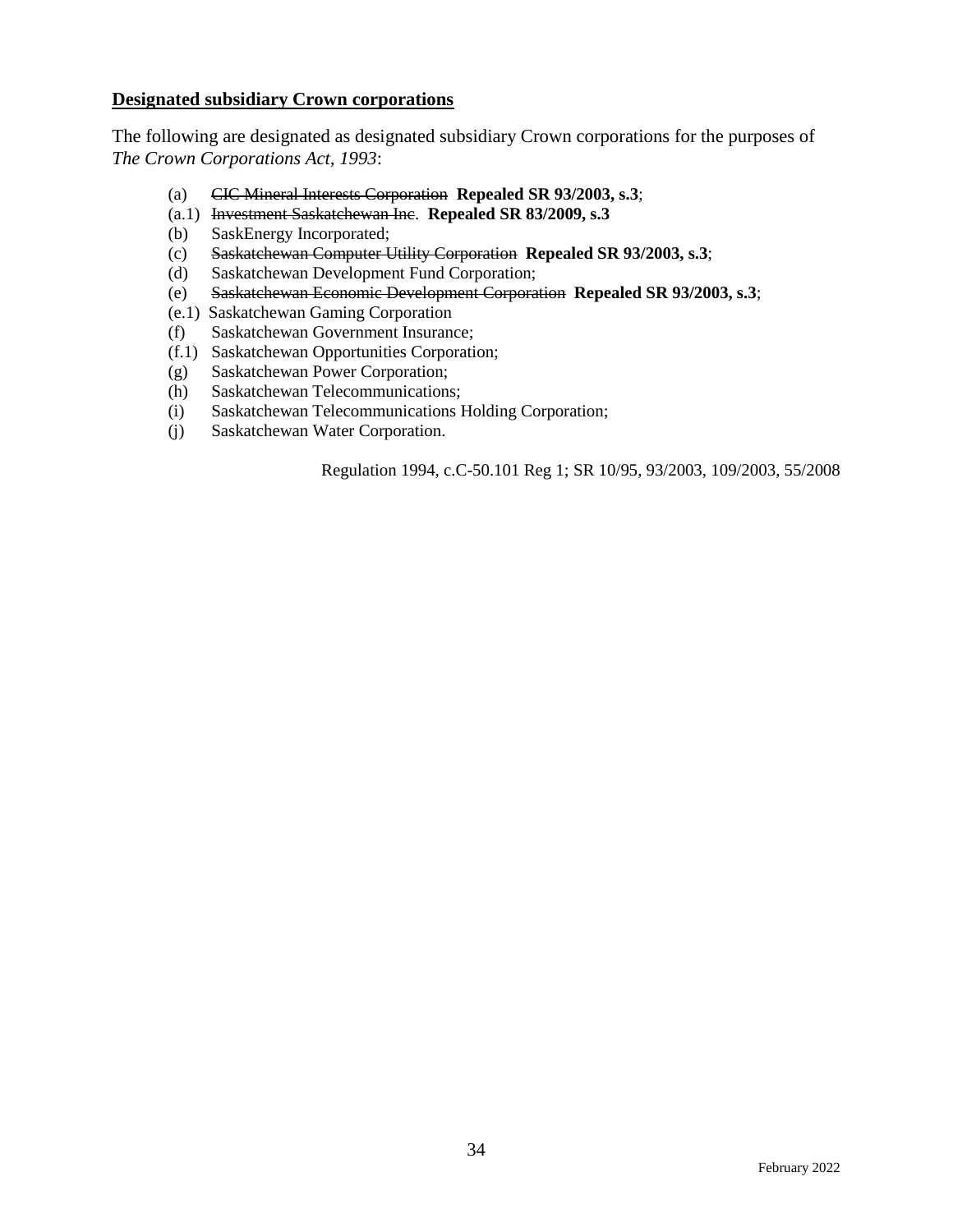**Designated subsidiary Crown corporations**

The following are designated as designated subsidiary Crown corporations for the purposes of *The Crown Corporations Act, 1993*:

(a) ~~CIC Mineral Interests Corporation~~ **Repealed SR 93/2003, s.3**;
(a.1) ~~Investment Saskatchewan Inc~~. **Repealed SR 83/2009, s.3**
(b) SaskEnergy Incorporated;
(c) ~~Saskatchewan Computer Utility Corporation~~ **Repealed SR 93/2003, s.3**;
(d) Saskatchewan Development Fund Corporation;
(e) ~~Saskatchewan Economic Development Corporation~~ **Repealed SR 93/2003, s.3**;
(e.1) Saskatchewan Gaming Corporation
(f) Saskatchewan Government Insurance;
(f.1) Saskatchewan Opportunities Corporation;
(g) Saskatchewan Power Corporation;
(h) Saskatchewan Telecommunications;
(i) Saskatchewan Telecommunications Holding Corporation;
(j) Saskatchewan Water Corporation.

Regulation 1994, c.C-50.101 Reg 1; SR 10/95, 93/2003, 109/2003, 55/2008

February 2022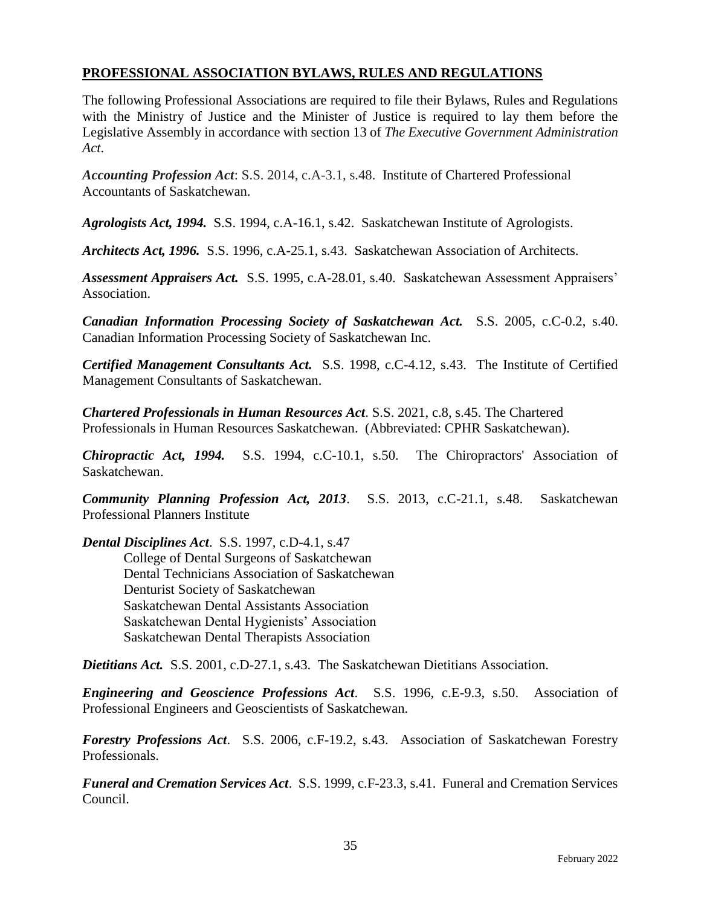## PROFESSIONAL ASSOCIATION BYLAWS, RULES AND REGULATIONS

The following Professional Associations are required to file their Bylaws, Rules and Regulations with the Ministry of Justice and the Minister of Justice is required to lay them before the Legislative Assembly in accordance with section 13 of *The Executive Government Administration Act*.

***Accounting Profession Act***: S.S. 2014, c.A-3.1, s.48. Institute of Chartered Professional Accountants of Saskatchewan.

***Agrologists Act, 1994.*** S.S. 1994, c.A-16.1, s.42. Saskatchewan Institute of Agrologists.

***Architects Act, 1996.*** S.S. 1996, c.A-25.1, s.43. Saskatchewan Association of Architects.

***Assessment Appraisers Act.*** S.S. 1995, c.A-28.01, s.40. Saskatchewan Assessment Appraisers' Association.

***Canadian Information Processing Society of Saskatchewan Act.*** S.S. 2005, c.C-0.2, s.40. Canadian Information Processing Society of Saskatchewan Inc.

***Certified Management Consultants Act.*** S.S. 1998, c.C-4.12, s.43. The Institute of Certified Management Consultants of Saskatchewan.

***Chartered Professionals in Human Resources Act***. S.S. 2021, c.8, s.45. The Chartered Professionals in Human Resources Saskatchewan. (Abbreviated: CPHR Saskatchewan).

***Chiropractic Act, 1994.*** S.S. 1994, c.C-10.1, s.50. The Chiropractors' Association of Saskatchewan.

***Community Planning Profession Act, 2013***. S.S. 2013, c.C-21.1, s.48. Saskatchewan Professional Planners Institute

***Dental Disciplines Act***. S.S. 1997, c.D-4.1, s.47

- College of Dental Surgeons of Saskatchewan
- Dental Technicians Association of Saskatchewan
- Denturist Society of Saskatchewan
- Saskatchewan Dental Assistants Association
- Saskatchewan Dental Hygienists' Association
- Saskatchewan Dental Therapists Association

***Dietitians Act.*** S.S. 2001, c.D-27.1, s.43. The Saskatchewan Dietitians Association.

***Engineering and Geoscience Professions Act***. S.S. 1996, c.E-9.3, s.50. Association of Professional Engineers and Geoscientists of Saskatchewan.

***Forestry Professions Act***. S.S. 2006, c.F-19.2, s.43. Association of Saskatchewan Forestry Professionals.

***Funeral and Cremation Services Act***. S.S. 1999, c.F-23.3, s.41. Funeral and Cremation Services Council.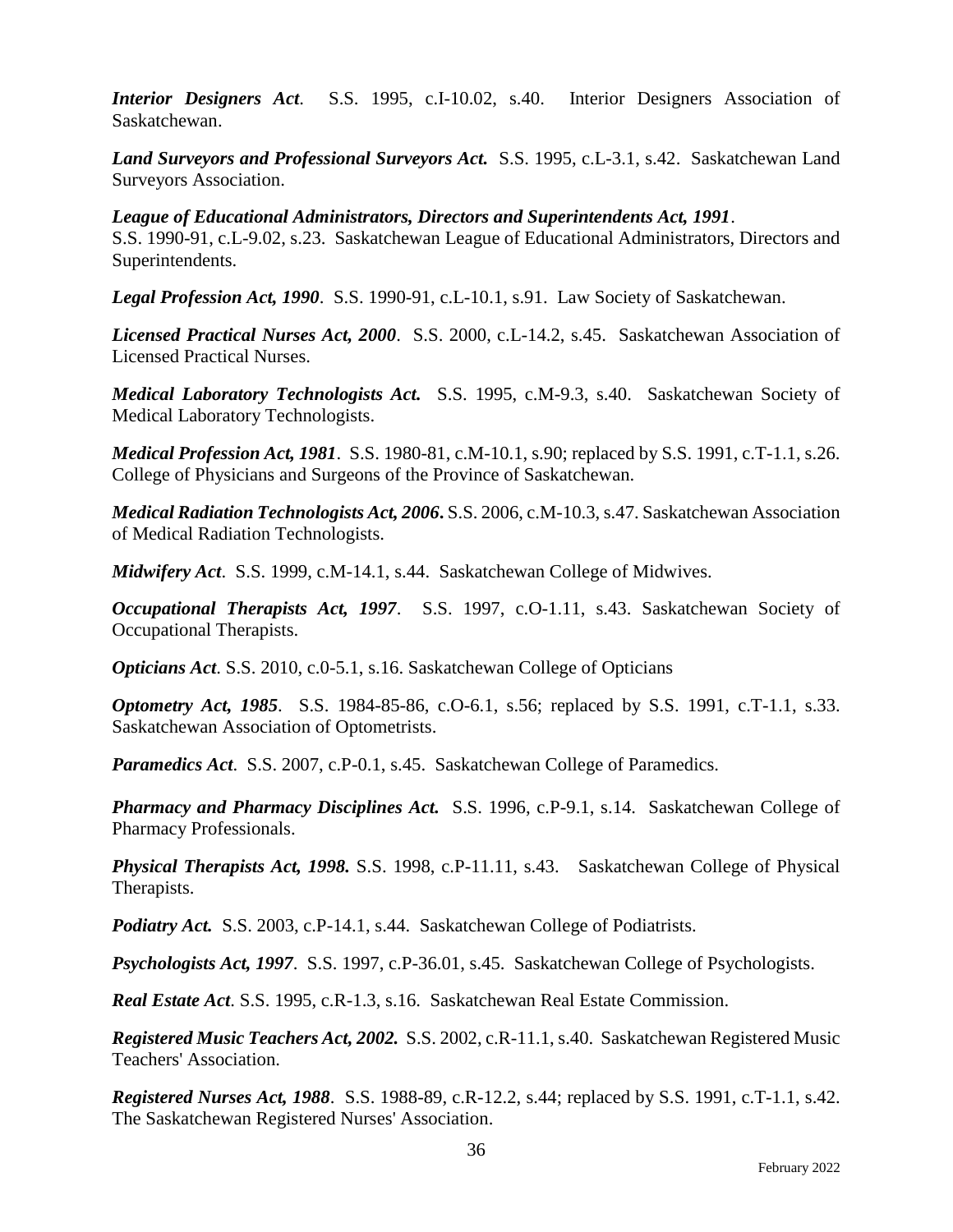***Interior Designers Act***. S.S. 1995, c.I-10.02, s.40. Interior Designers Association of Saskatchewan.

***Land Surveyors and Professional Surveyors Act.*** S.S. 1995, c.L-3.1, s.42. Saskatchewan Land Surveyors Association.

***League of Educational Administrators, Directors and Superintendents Act, 1991***.
S.S. 1990-91, c.L-9.02, s.23. Saskatchewan League of Educational Administrators, Directors and Superintendents.

***Legal Profession Act, 1990***. S.S. 1990-91, c.L-10.1, s.91. Law Society of Saskatchewan.

***Licensed Practical Nurses Act, 2000***. S.S. 2000, c.L-14.2, s.45. Saskatchewan Association of Licensed Practical Nurses.

***Medical Laboratory Technologists Act.*** S.S. 1995, c.M-9.3, s.40. Saskatchewan Society of Medical Laboratory Technologists.

***Medical Profession Act, 1981***. S.S. 1980-81, c.M-10.1, s.90; replaced by S.S. 1991, c.T-1.1, s.26. College of Physicians and Surgeons of the Province of Saskatchewan.

***Medical Radiation Technologists Act, 2006***. S.S. 2006, c.M-10.3, s.47. Saskatchewan Association of Medical Radiation Technologists.

***Midwifery Act***. S.S. 1999, c.M-14.1, s.44. Saskatchewan College of Midwives.

***Occupational Therapists Act, 1997***. S.S. 1997, c.O-1.11, s.43. Saskatchewan Society of Occupational Therapists.

***Opticians Act***. S.S. 2010, c.0-5.1, s.16. Saskatchewan College of Opticians

***Optometry Act, 1985***. S.S. 1984-85-86, c.O-6.1, s.56; replaced by S.S. 1991, c.T-1.1, s.33. Saskatchewan Association of Optometrists.

***Paramedics Act***. S.S. 2007, c.P-0.1, s.45. Saskatchewan College of Paramedics.

***Pharmacy and Pharmacy Disciplines Act.*** S.S. 1996, c.P-9.1, s.14. Saskatchewan College of Pharmacy Professionals.

***Physical Therapists Act, 1998.*** S.S. 1998, c.P-11.11, s.43. Saskatchewan College of Physical Therapists.

***Podiatry Act.*** S.S. 2003, c.P-14.1, s.44. Saskatchewan College of Podiatrists.

***Psychologists Act, 1997***. S.S. 1997, c.P-36.01, s.45. Saskatchewan College of Psychologists.

***Real Estate Act***. S.S. 1995, c.R-1.3, s.16. Saskatchewan Real Estate Commission.

***Registered Music Teachers Act, 2002.*** S.S. 2002, c.R-11.1, s.40. Saskatchewan Registered Music Teachers' Association.

***Registered Nurses Act, 1988***. S.S. 1988-89, c.R-12.2, s.44; replaced by S.S. 1991, c.T-1.1, s.42. The Saskatchewan Registered Nurses' Association.

February 2022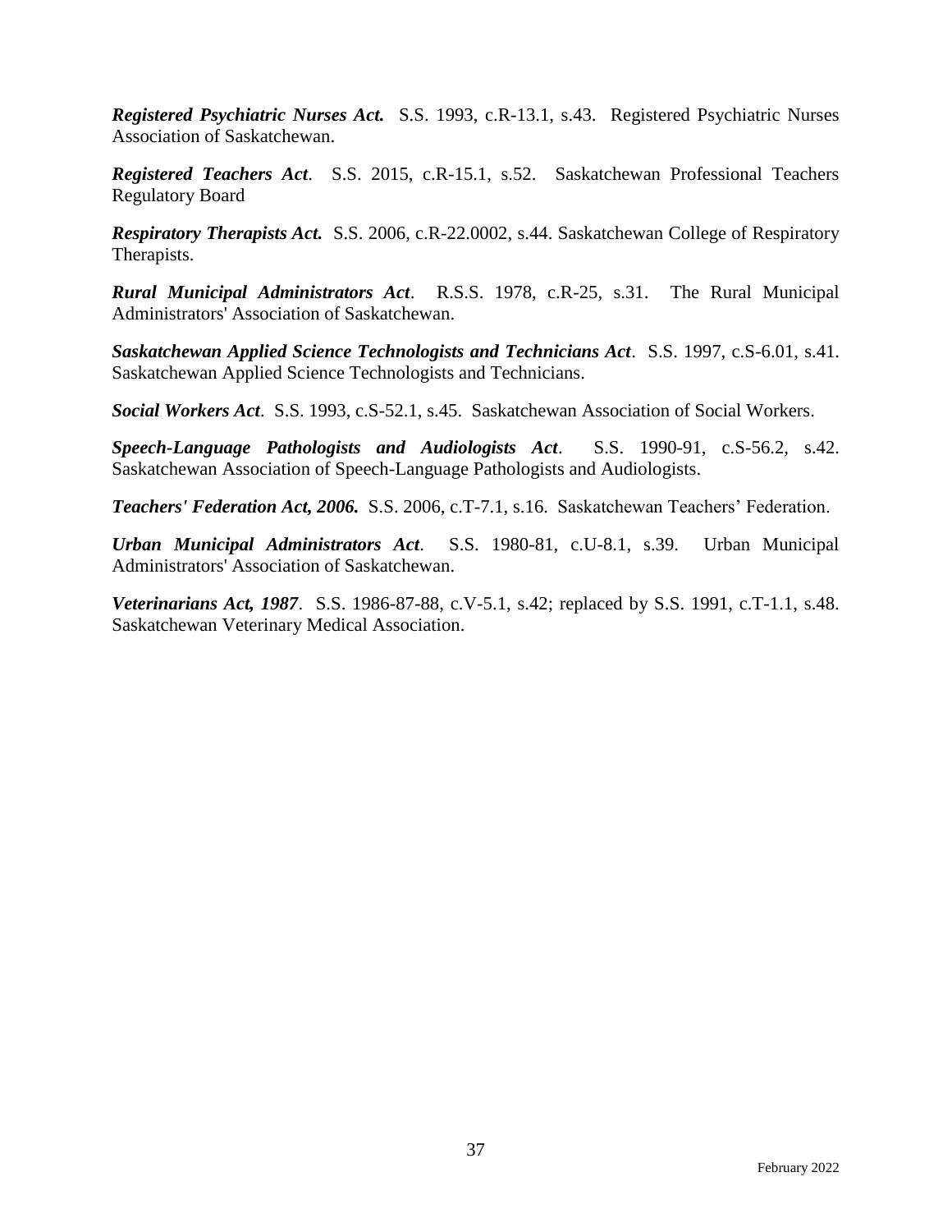***Registered Psychiatric Nurses Act.*** S.S. 1993, c.R-13.1, s.43. Registered Psychiatric Nurses Association of Saskatchewan.

***Registered Teachers Act***. S.S. 2015, c.R-15.1, s.52. Saskatchewan Professional Teachers Regulatory Board

***Respiratory Therapists Act.*** S.S. 2006, c.R-22.0002, s.44. Saskatchewan College of Respiratory Therapists.

***Rural Municipal Administrators Act***. R.S.S. 1978, c.R-25, s.31. The Rural Municipal Administrators' Association of Saskatchewan.

***Saskatchewan Applied Science Technologists and Technicians Act***. S.S. 1997, c.S-6.01, s.41. Saskatchewan Applied Science Technologists and Technicians.

***Social Workers Act***. S.S. 1993, c.S-52.1, s.45. Saskatchewan Association of Social Workers.

***Speech-Language Pathologists and Audiologists Act***. S.S. 1990-91, c.S-56.2, s.42. Saskatchewan Association of Speech-Language Pathologists and Audiologists.

***Teachers' Federation Act, 2006.*** S.S. 2006, c.T-7.1, s.16. Saskatchewan Teachers' Federation.

***Urban Municipal Administrators Act***. S.S. 1980-81, c.U-8.1, s.39. Urban Municipal Administrators' Association of Saskatchewan.

***Veterinarians Act, 1987***. S.S. 1986-87-88, c.V-5.1, s.42; replaced by S.S. 1991, c.T-1.1, s.48. Saskatchewan Veterinary Medical Association.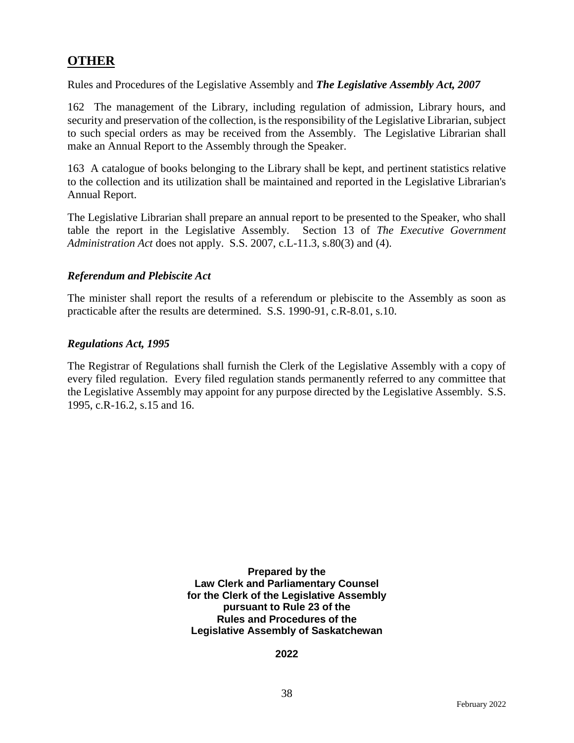## OTHER

Rules and Procedures of the Legislative Assembly and ***The Legislative Assembly Act, 2007***

162 The management of the Library, including regulation of admission, Library hours, and security and preservation of the collection, is the responsibility of the Legislative Librarian, subject to such special orders as may be received from the Assembly. The Legislative Librarian shall make an Annual Report to the Assembly through the Speaker.

163 A catalogue of books belonging to the Library shall be kept, and pertinent statistics relative to the collection and its utilization shall be maintained and reported in the Legislative Librarian's Annual Report.

The Legislative Librarian shall prepare an annual report to be presented to the Speaker, who shall table the report in the Legislative Assembly. Section 13 of *The Executive Government Administration Act* does not apply. S.S. 2007, c.L-11.3, s.80(3) and (4).

### *Referendum and Plebiscite Act*

The minister shall report the results of a referendum or plebiscite to the Assembly as soon as practicable after the results are determined. S.S. 1990-91, c.R-8.01, s.10.

### *Regulations Act, 1995*

The Registrar of Regulations shall furnish the Clerk of the Legislative Assembly with a copy of every filed regulation. Every filed regulation stands permanently referred to any committee that the Legislative Assembly may appoint for any purpose directed by the Legislative Assembly. S.S. 1995, c.R-16.2, s.15 and 16.

**Prepared by the**
**Law Clerk and Parliamentary Counsel**
**for the Clerk of the Legislative Assembly**
**pursuant to Rule 23 of the**
**Rules and Procedures of the**
**Legislative Assembly of Saskatchewan**

**2022**